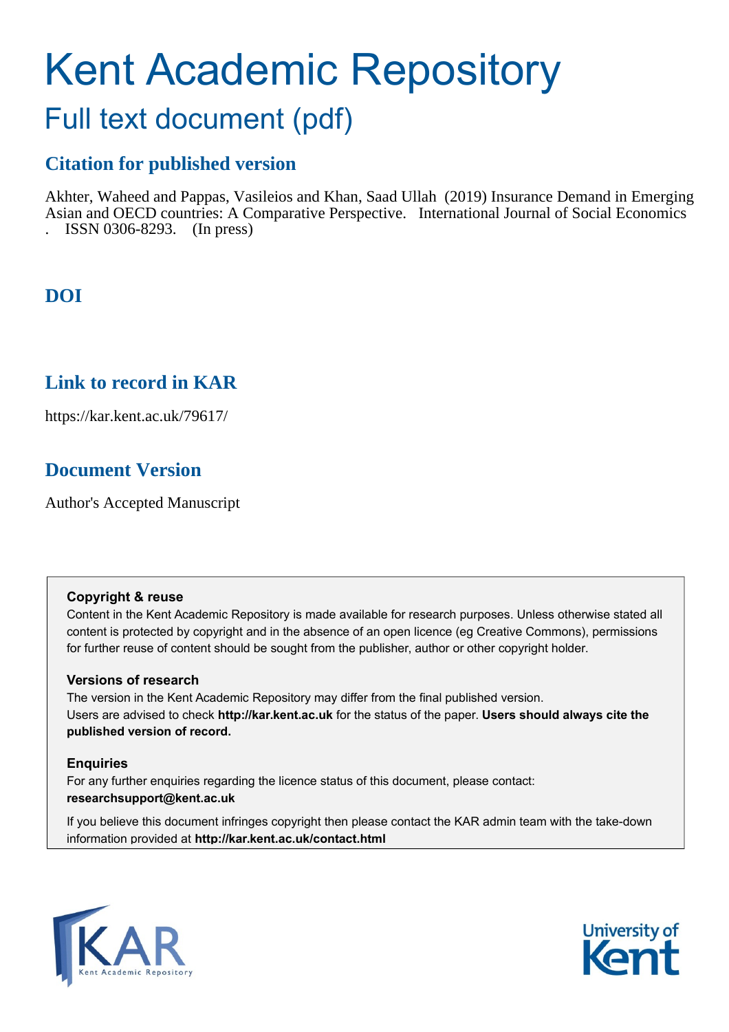# Kent Academic Repository

## Full text document (pdf)

### Citation for published version

Akhter, Waheed and Pappas, Vasileios and Khan, Saad Ullah (2019) Insurance Demand in Emerging Asian and OECD countries: A Comparative Perspective. International Journal of Social Economics . ISSN 0306-8293. (In press)

### DOI

### Link to record in KAR

https://kar.kent.ac.uk/79617/

### Document Version

Author's Accepted Manuscript

**Copyright & reuse**

Content in the Kent Academic Repository is made available for research purposes. Unless otherwise stated all content is protected by copyright and in the absence of an open licence (eg Creative Commons), permissions for further reuse of content should be sought from the publisher, author or other copyright holder.

**Versions of research**

The version in the Kent Academic Repository may differ from the final published version. Users are advised to check **http://kar.kent.ac.uk** for the status of the paper. **Users should always cite the published version of record.**

**Enquiries**

For any further enquiries regarding the licence status of this document, please contact: **researchsupport@kent.ac.uk**

If you believe this document infringes copyright then please contact the KAR admin team with the take-down information provided at **http://kar.kent.ac.uk/contact.html**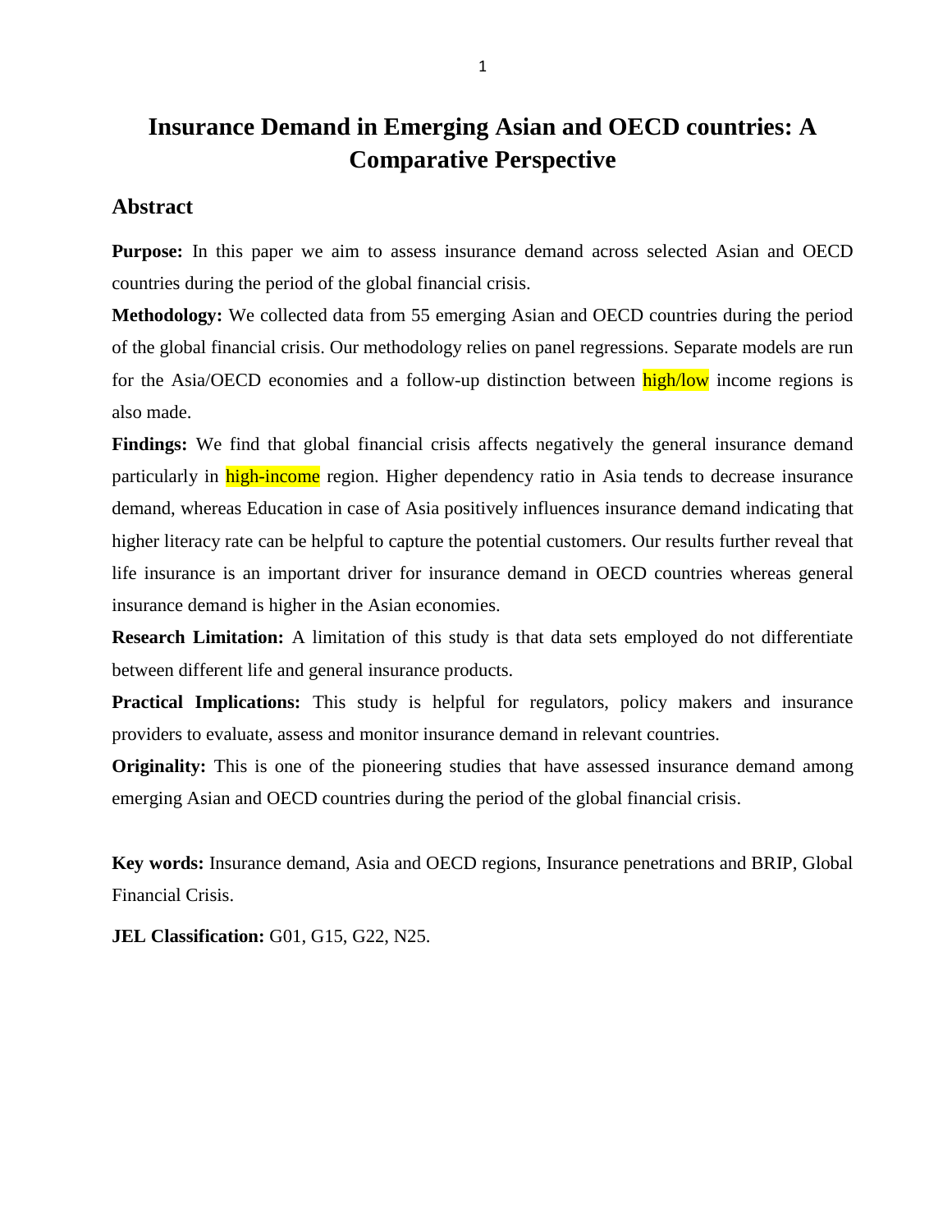# Insurance Demand in Emerging Asian and OECD countries: A Comparative Perspective

## Abstract

**Purpose:** In this paper we aim to assess insurance demand across selected Asian and OECD countries during the period of the global financial crisis.

**Methodology:** We collected data from 55 emerging Asian and OECD countries during the period of the global financial crisis. Our methodology relies on panel regressions. Separate models are run for the Asia/OECD economies and a follow-up distinction between high/low income regions is also made.

**Findings:** We find that global financial crisis affects negatively the general insurance demand particularly in high-income region. Higher dependency ratio in Asia tends to decrease insurance demand, whereas Education in case of Asia positively influences insurance demand indicating that higher literacy rate can be helpful to capture the potential customers. Our results further reveal that life insurance is an important driver for insurance demand in OECD countries whereas general insurance demand is higher in the Asian economies.

**Research Limitation:** A limitation of this study is that data sets employed do not differentiate between different life and general insurance products.

**Practical Implications:** This study is helpful for regulators, policy makers and insurance providers to evaluate, assess and monitor insurance demand in relevant countries.

**Originality:** This is one of the pioneering studies that have assessed insurance demand among emerging Asian and OECD countries during the period of the global financial crisis.

**Key words:** Insurance demand, Asia and OECD regions, Insurance penetrations and BRIP, Global Financial Crisis.

**JEL Classification:** G01, G15, G22, N25.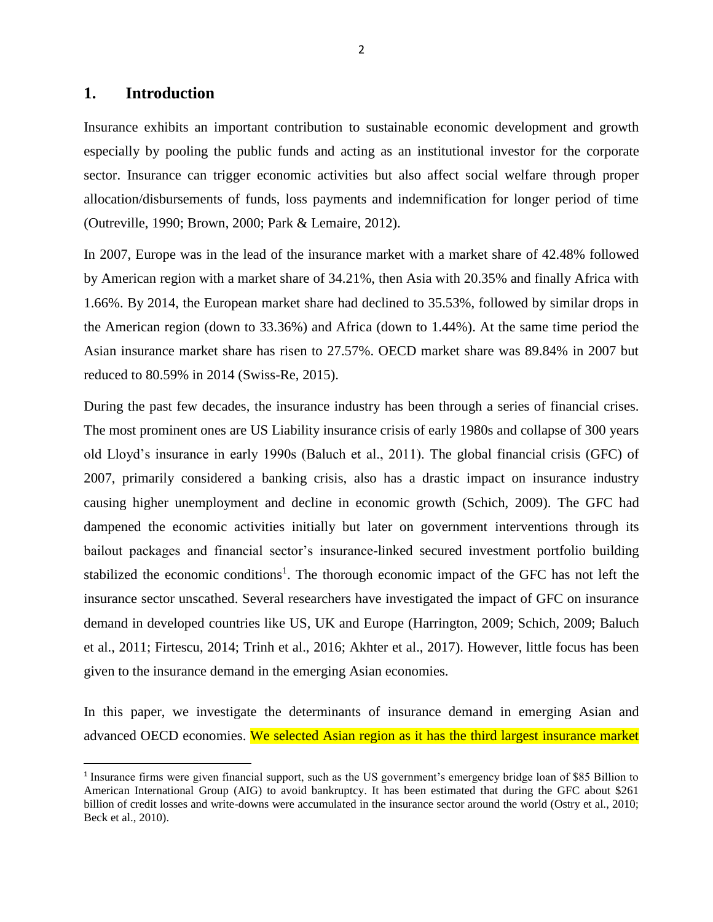## 1. Introduction

Insurance exhibits an important contribution to sustainable economic development and growth especially by pooling the public funds and acting as an institutional investor for the corporate sector. Insurance can trigger economic activities but also affect social welfare through proper allocation/disbursements of funds, loss payments and indemnification for longer period of time (Outreville, 1990; Brown, 2000; Park & Lemaire, 2012).

In 2007, Europe was in the lead of the insurance market with a market share of 42.48% followed by American region with a market share of 34.21%, then Asia with 20.35% and finally Africa with 1.66%. By 2014, the European market share had declined to 35.53%, followed by similar drops in the American region (down to 33.36%) and Africa (down to 1.44%). At the same time period the Asian insurance market share has risen to 27.57%. OECD market share was 89.84% in 2007 but reduced to 80.59% in 2014 (Swiss-Re, 2015).

During the past few decades, the insurance industry has been through a series of financial crises. The most prominent ones are US Liability insurance crisis of early 1980s and collapse of 300 years old Lloyd's insurance in early 1990s (Baluch et al., 2011). The global financial crisis (GFC) of 2007, primarily considered a banking crisis, also has a drastic impact on insurance industry causing higher unemployment and decline in economic growth (Schich, 2009). The GFC had dampened the economic activities initially but later on government interventions through its bailout packages and financial sector's insurance-linked secured investment portfolio building stabilized the economic conditions[1]. The thorough economic impact of the GFC has not left the insurance sector unscathed. Several researchers have investigated the impact of GFC on insurance demand in developed countries like US, UK and Europe (Harrington, 2009; Schich, 2009; Baluch et al., 2011; Firtescu, 2014; Trinh et al., 2016; Akhter et al., 2017). However, little focus has been given to the insurance demand in the emerging Asian economies.

In this paper, we investigate the determinants of insurance demand in emerging Asian and advanced OECD economies. We selected Asian region as it has the third largest insurance market

[1] Insurance firms were given financial support, such as the US government's emergency bridge loan of $85 Billion to American International Group (AIG) to avoid bankruptcy. It has been estimated that during the GFC about $261 billion of credit losses and write-downs were accumulated in the insurance sector around the world (Ostry et al., 2010; Beck et al., 2010).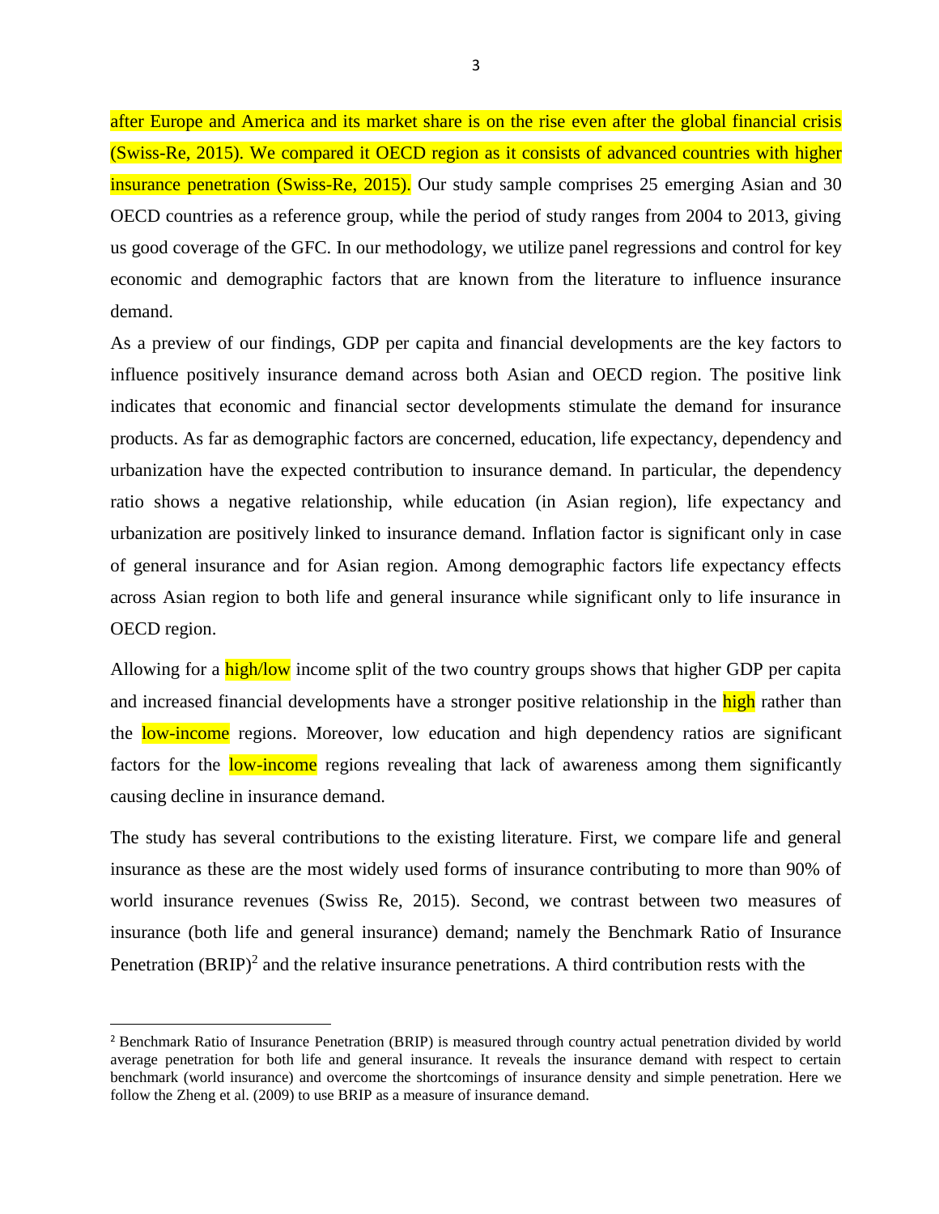after Europe and America and its market share is on the rise even after the global financial crisis (Swiss-Re, 2015). We compared it OECD region as it consists of advanced countries with higher insurance penetration (Swiss-Re, 2015). Our study sample comprises 25 emerging Asian and 30 OECD countries as a reference group, while the period of study ranges from 2004 to 2013, giving us good coverage of the GFC. In our methodology, we utilize panel regressions and control for key economic and demographic factors that are known from the literature to influence insurance demand.

As a preview of our findings, GDP per capita and financial developments are the key factors to influence positively insurance demand across both Asian and OECD region. The positive link indicates that economic and financial sector developments stimulate the demand for insurance products. As far as demographic factors are concerned, education, life expectancy, dependency and urbanization have the expected contribution to insurance demand. In particular, the dependency ratio shows a negative relationship, while education (in Asian region), life expectancy and urbanization are positively linked to insurance demand. Inflation factor is significant only in case of general insurance and for Asian region. Among demographic factors life expectancy effects across Asian region to both life and general insurance while significant only to life insurance in OECD region.

Allowing for a high/low income split of the two country groups shows that higher GDP per capita and increased financial developments have a stronger positive relationship in the high rather than the low-income regions. Moreover, low education and high dependency ratios are significant factors for the low-income regions revealing that lack of awareness among them significantly causing decline in insurance demand.

The study has several contributions to the existing literature. First, we compare life and general insurance as these are the most widely used forms of insurance contributing to more than 90% of world insurance revenues (Swiss Re, 2015). Second, we contrast between two measures of insurance (both life and general insurance) demand; namely the Benchmark Ratio of Insurance Penetration (BRIP)[2] and the relative insurance penetrations. A third contribution rests with the

[2] Benchmark Ratio of Insurance Penetration (BRIP) is measured through country actual penetration divided by world average penetration for both life and general insurance. It reveals the insurance demand with respect to certain benchmark (world insurance) and overcome the shortcomings of insurance density and simple penetration. Here we follow the Zheng et al. (2009) to use BRIP as a measure of insurance demand.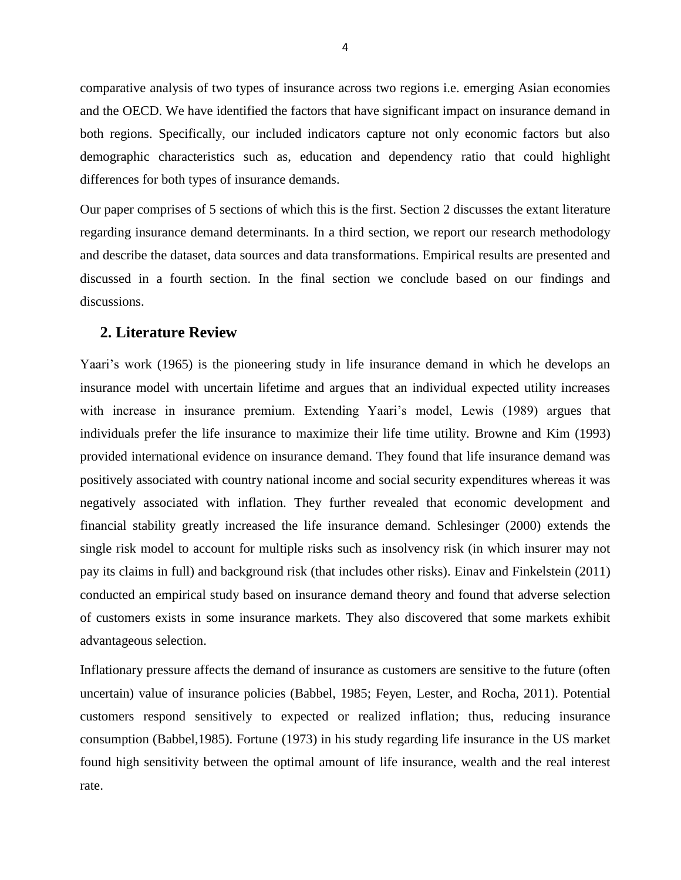comparative analysis of two types of insurance across two regions i.e. emerging Asian economies and the OECD. We have identified the factors that have significant impact on insurance demand in both regions. Specifically, our included indicators capture not only economic factors but also demographic characteristics such as, education and dependency ratio that could highlight differences for both types of insurance demands.

Our paper comprises of 5 sections of which this is the first. Section 2 discusses the extant literature regarding insurance demand determinants. In a third section, we report our research methodology and describe the dataset, data sources and data transformations. Empirical results are presented and discussed in a fourth section. In the final section we conclude based on our findings and discussions.

## 2. Literature Review

Yaari's work (1965) is the pioneering study in life insurance demand in which he develops an insurance model with uncertain lifetime and argues that an individual expected utility increases with increase in insurance premium. Extending Yaari's model, Lewis (1989) argues that individuals prefer the life insurance to maximize their life time utility. Browne and Kim (1993) provided international evidence on insurance demand. They found that life insurance demand was positively associated with country national income and social security expenditures whereas it was negatively associated with inflation. They further revealed that economic development and financial stability greatly increased the life insurance demand. Schlesinger (2000) extends the single risk model to account for multiple risks such as insolvency risk (in which insurer may not pay its claims in full) and background risk (that includes other risks). Einav and Finkelstein (2011) conducted an empirical study based on insurance demand theory and found that adverse selection of customers exists in some insurance markets. They also discovered that some markets exhibit advantageous selection.

Inflationary pressure affects the demand of insurance as customers are sensitive to the future (often uncertain) value of insurance policies (Babbel, 1985; Feyen, Lester, and Rocha, 2011). Potential customers respond sensitively to expected or realized inflation; thus, reducing insurance consumption (Babbel,1985). Fortune (1973) in his study regarding life insurance in the US market found high sensitivity between the optimal amount of life insurance, wealth and the real interest rate.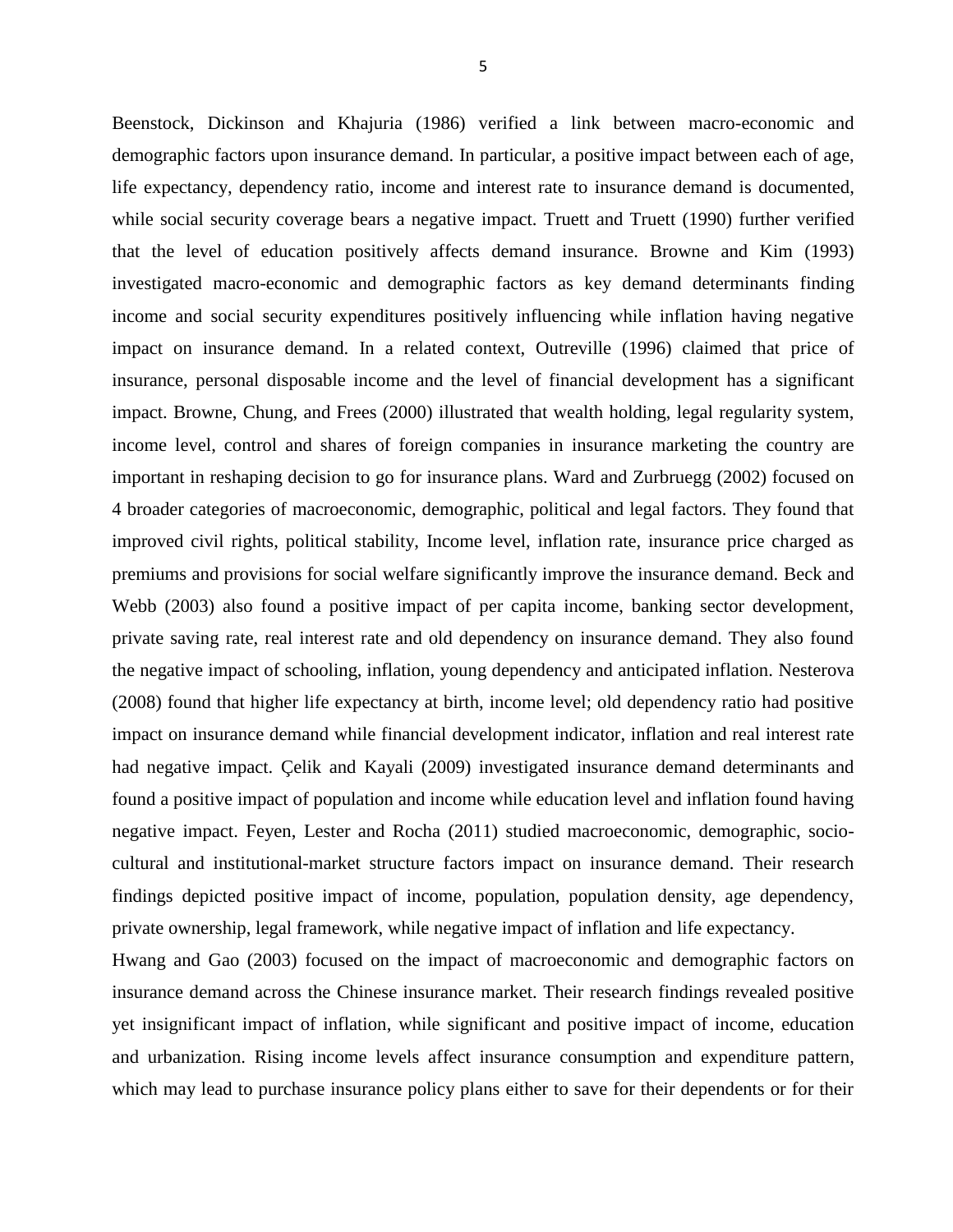Beenstock, Dickinson and Khajuria (1986) verified a link between macro-economic and demographic factors upon insurance demand. In particular, a positive impact between each of age, life expectancy, dependency ratio, income and interest rate to insurance demand is documented, while social security coverage bears a negative impact. Truett and Truett (1990) further verified that the level of education positively affects demand insurance. Browne and Kim (1993) investigated macro-economic and demographic factors as key demand determinants finding income and social security expenditures positively influencing while inflation having negative impact on insurance demand. In a related context, Outreville (1996) claimed that price of insurance, personal disposable income and the level of financial development has a significant impact. Browne, Chung, and Frees (2000) illustrated that wealth holding, legal regularity system, income level, control and shares of foreign companies in insurance marketing the country are important in reshaping decision to go for insurance plans. Ward and Zurbruegg (2002) focused on 4 broader categories of macroeconomic, demographic, political and legal factors. They found that improved civil rights, political stability, Income level, inflation rate, insurance price charged as premiums and provisions for social welfare significantly improve the insurance demand. Beck and Webb (2003) also found a positive impact of per capita income, banking sector development, private saving rate, real interest rate and old dependency on insurance demand. They also found the negative impact of schooling, inflation, young dependency and anticipated inflation. Nesterova (2008) found that higher life expectancy at birth, income level; old dependency ratio had positive impact on insurance demand while financial development indicator, inflation and real interest rate had negative impact. Çelik and Kayali (2009) investigated insurance demand determinants and found a positive impact of population and income while education level and inflation found having negative impact. Feyen, Lester and Rocha (2011) studied macroeconomic, demographic, socio-cultural and institutional-market structure factors impact on insurance demand. Their research findings depicted positive impact of income, population, population density, age dependency, private ownership, legal framework, while negative impact of inflation and life expectancy.

Hwang and Gao (2003) focused on the impact of macroeconomic and demographic factors on insurance demand across the Chinese insurance market. Their research findings revealed positive yet insignificant impact of inflation, while significant and positive impact of income, education and urbanization. Rising income levels affect insurance consumption and expenditure pattern, which may lead to purchase insurance policy plans either to save for their dependents or for their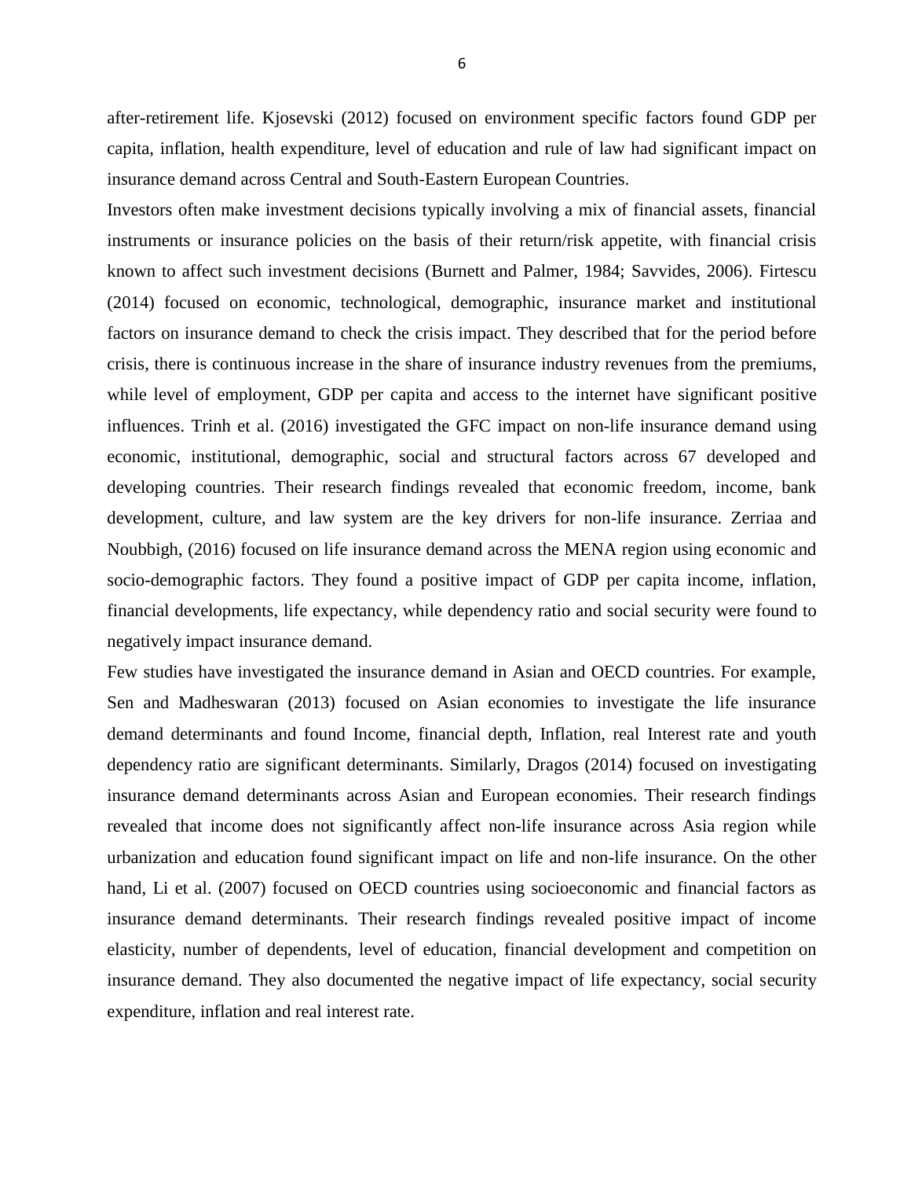after-retirement life. Kjosevski (2012) focused on environment specific factors found GDP per capita, inflation, health expenditure, level of education and rule of law had significant impact on insurance demand across Central and South-Eastern European Countries.

Investors often make investment decisions typically involving a mix of financial assets, financial instruments or insurance policies on the basis of their return/risk appetite, with financial crisis known to affect such investment decisions (Burnett and Palmer, 1984; Savvides, 2006). Firtescu (2014) focused on economic, technological, demographic, insurance market and institutional factors on insurance demand to check the crisis impact. They described that for the period before crisis, there is continuous increase in the share of insurance industry revenues from the premiums, while level of employment, GDP per capita and access to the internet have significant positive influences. Trinh et al. (2016) investigated the GFC impact on non-life insurance demand using economic, institutional, demographic, social and structural factors across 67 developed and developing countries. Their research findings revealed that economic freedom, income, bank development, culture, and law system are the key drivers for non-life insurance. Zerriaa and Noubbigh, (2016) focused on life insurance demand across the MENA region using economic and socio-demographic factors. They found a positive impact of GDP per capita income, inflation, financial developments, life expectancy, while dependency ratio and social security were found to negatively impact insurance demand.

Few studies have investigated the insurance demand in Asian and OECD countries. For example, Sen and Madheswaran (2013) focused on Asian economies to investigate the life insurance demand determinants and found Income, financial depth, Inflation, real Interest rate and youth dependency ratio are significant determinants. Similarly, Dragos (2014) focused on investigating insurance demand determinants across Asian and European economies. Their research findings revealed that income does not significantly affect non-life insurance across Asia region while urbanization and education found significant impact on life and non-life insurance. On the other hand, Li et al. (2007) focused on OECD countries using socioeconomic and financial factors as insurance demand determinants. Their research findings revealed positive impact of income elasticity, number of dependents, level of education, financial development and competition on insurance demand. They also documented the negative impact of life expectancy, social security expenditure, inflation and real interest rate.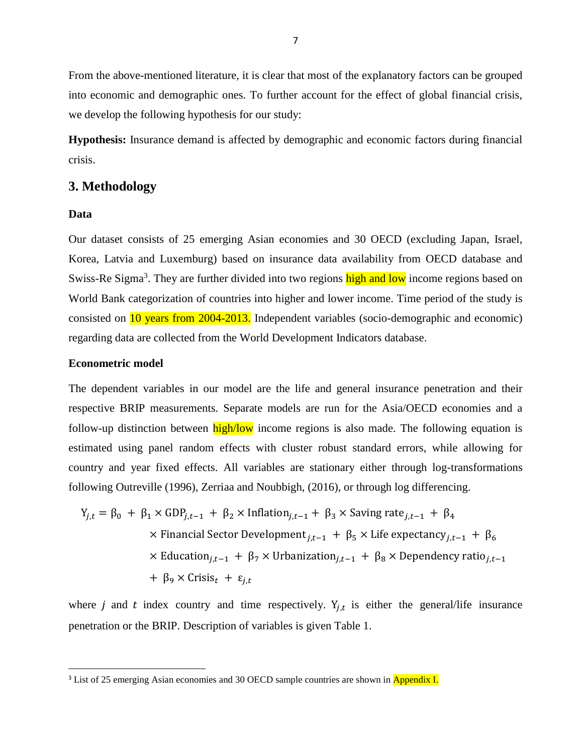From the above-mentioned literature, it is clear that most of the explanatory factors can be grouped into economic and demographic ones. To further account for the effect of global financial crisis, we develop the following hypothesis for our study:

**Hypothesis:** Insurance demand is affected by demographic and economic factors during financial crisis.

## 3. Methodology

### Data

Our dataset consists of 25 emerging Asian economies and 30 OECD (excluding Japan, Israel, Korea, Latvia and Luxemburg) based on insurance data availability from OECD database and Swiss-Re Sigma[3]. They are further divided into two regions high and low income regions based on World Bank categorization of countries into higher and lower income. Time period of the study is consisted on 10 years from 2004-2013. Independent variables (socio-demographic and economic) regarding data are collected from the World Development Indicators database.

### Econometric model

The dependent variables in our model are the life and general insurance penetration and their respective BRIP measurements. Separate models are run for the Asia/OECD economies and a follow-up distinction between high/low income regions is also made. The following equation is estimated using panel random effects with cluster robust standard errors, while allowing for country and year fixed effects. All variables are stationary either through log-transformations following Outreville (1996), Zerriaa and Noubbigh, (2016), or through log differencing.

$$
\begin{aligned}
Y_{j,t} = \beta_0 &+ \beta_1 \times \text{GDP}_{j,t-1} + \beta_2 \times \text{Inflation}_{j,t-1} + \beta_3 \times \text{Saving rate}_{j,t-1} + \beta_4 \\
&\times \text{Financial Sector Development}_{j,t-1} + \beta_5 \times \text{Life expectancy}_{j,t-1} + \beta_6 \\
&\times \text{Education}_{j,t-1} + \beta_7 \times \text{Urbanization}_{j,t-1} + \beta_8 \times \text{Dependency ratio}_{j,t-1} \\
&+ \beta_9 \times \text{Crisis}_t + \varepsilon_{j,t}
\end{aligned}
$$

where $j$ and $t$ index country and time respectively. $Y_{j,t}$ is either the general/life insurance penetration or the BRIP. Description of variables is given Table 1.

[3] List of 25 emerging Asian economies and 30 OECD sample countries are shown in Appendix I.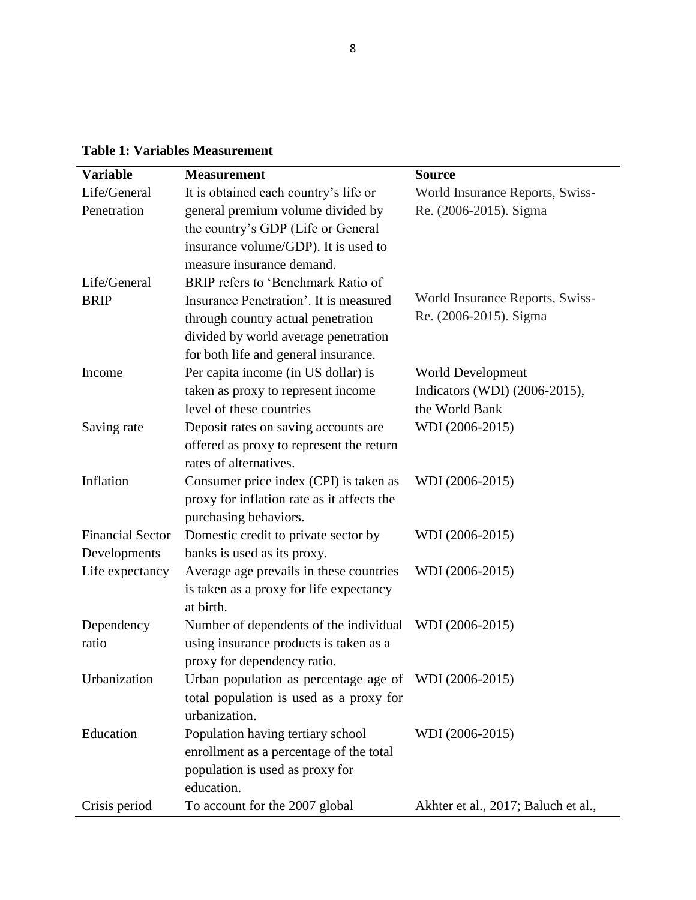**Table 1: Variables Measurement**

| Variable | Measurement | Source |
| --- | --- | --- |
| Life/General Penetration | It is obtained each country's life or general premium volume divided by the country's GDP (Life or General insurance volume/GDP). It is used to measure insurance demand. | World Insurance Reports, Swiss-Re. (2006-2015). Sigma |
| Life/General BRIP | BRIP refers to 'Benchmark Ratio of Insurance Penetration'. It is measured through country actual penetration divided by world average penetration for both life and general insurance. | World Insurance Reports, Swiss-Re. (2006-2015). Sigma |
| Income | Per capita income (in US dollar) is taken as proxy to represent income level of these countries | World Development Indicators (WDI) (2006-2015), the World Bank |
| Saving rate | Deposit rates on saving accounts are offered as proxy to represent the return rates of alternatives. | WDI (2006-2015) |
| Inflation | Consumer price index (CPI) is taken as proxy for inflation rate as it affects the purchasing behaviors. | WDI (2006-2015) |
| Financial Sector Developments | Domestic credit to private sector by banks is used as its proxy. | WDI (2006-2015) |
| Life expectancy | Average age prevails in these countries is taken as a proxy for life expectancy at birth. | WDI (2006-2015) |
| Dependency ratio | Number of dependents of the individual using insurance products is taken as a proxy for dependency ratio. | WDI (2006-2015) |
| Urbanization | Urban population as percentage age of total population is used as a proxy for urbanization. | WDI (2006-2015) |
| Education | Population having tertiary school enrollment as a percentage of the total population is used as proxy for education. | WDI (2006-2015) |
| Crisis period | To account for the 2007 global | Akhter et al., 2017; Baluch et al., |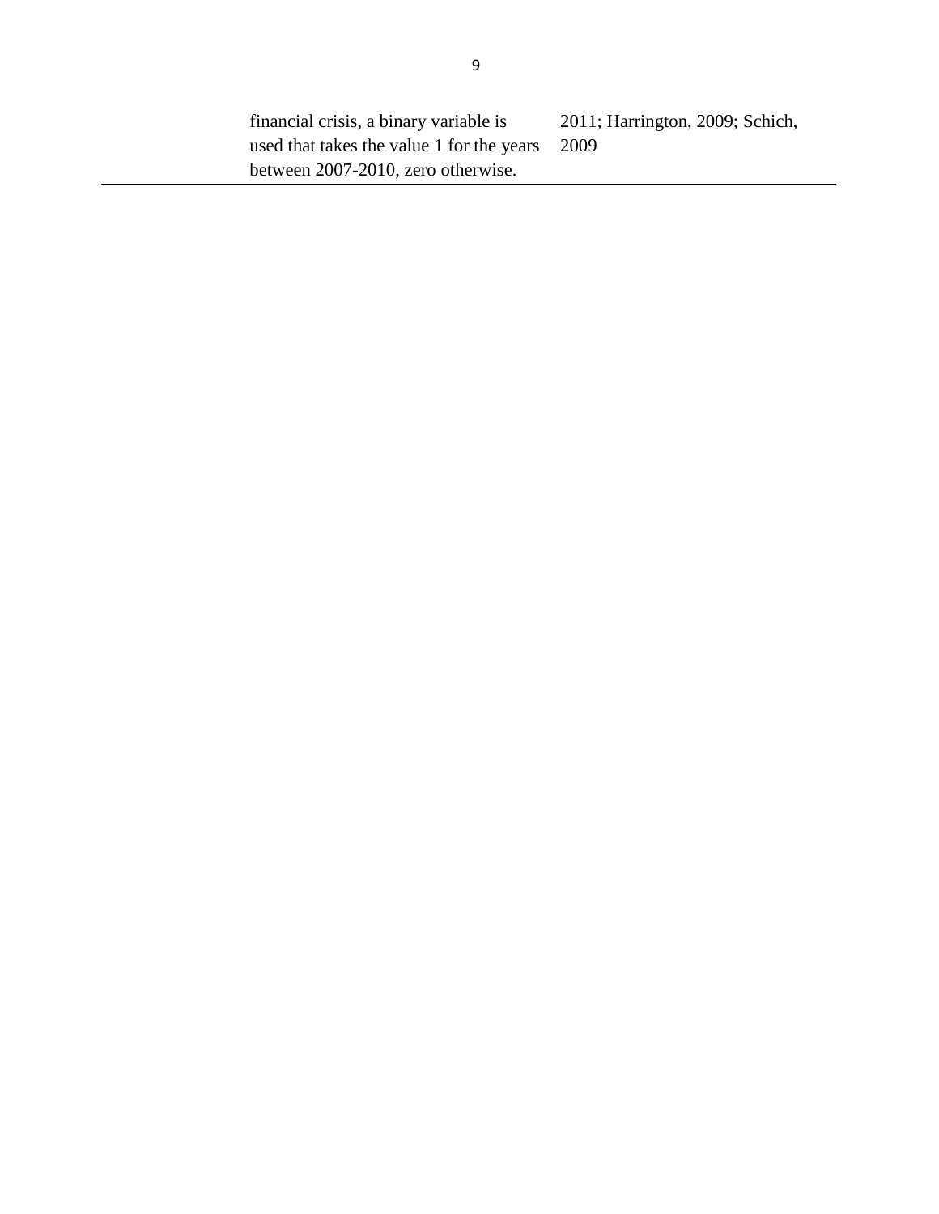|  | financial crisis, a binary variable is used that takes the value 1 for the years between 2007-2010, zero otherwise. | 2011; Harrington, 2009; Schich, 2009 |
|---|---|---|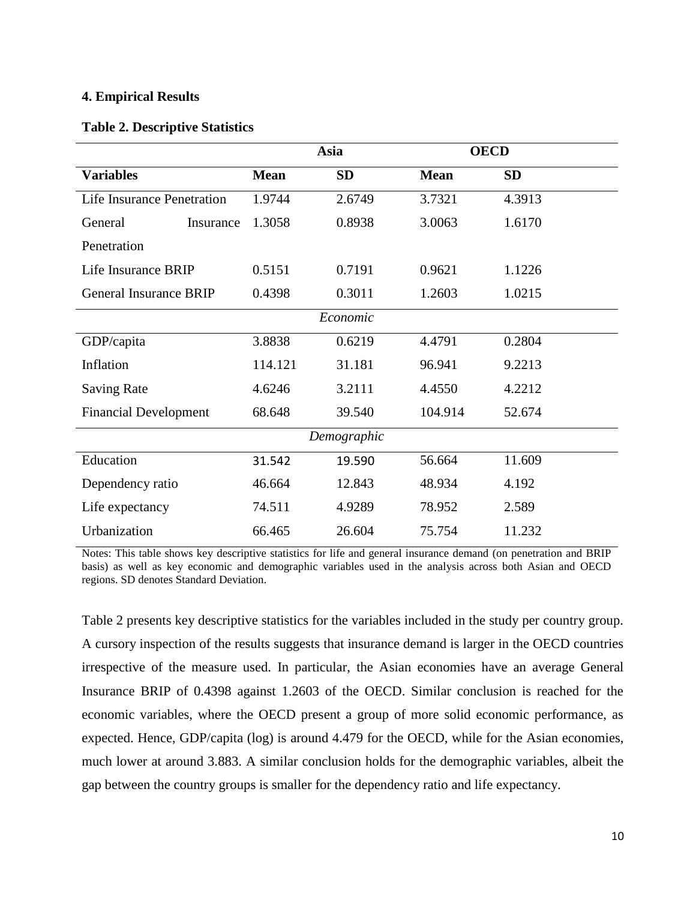## 4. Empirical Results

**Table 2. Descriptive Statistics**

| | Asia | | OECD | |
|---|---|---|---|---|
| **Variables** | **Mean** | **SD** | **Mean** | **SD** |
| Life Insurance Penetration | 1.9744 | 2.6749 | 3.7321 | 4.3913 |
| General Insurance Penetration | 1.3058 | 0.8938 | 3.0063 | 1.6170 |
| Life Insurance BRIP | 0.5151 | 0.7191 | 0.9621 | 1.1226 |
| General Insurance BRIP | 0.4398 | 0.3011 | 1.2603 | 1.0215 |
| *Economic* | | | | |
| GDP/capita | 3.8838 | 0.6219 | 4.4791 | 0.2804 |
| Inflation | 114.121 | 31.181 | 96.941 | 9.2213 |
| Saving Rate | 4.6246 | 3.2111 | 4.4550 | 4.2212 |
| Financial Development | 68.648 | 39.540 | 104.914 | 52.674 |
| *Demographic* | | | | |
| Education | 31.542 | 19.590 | 56.664 | 11.609 |
| Dependency ratio | 46.664 | 12.843 | 48.934 | 4.192 |
| Life expectancy | 74.511 | 4.9289 | 78.952 | 2.589 |
| Urbanization | 66.465 | 26.604 | 75.754 | 11.232 |

Notes: This table shows key descriptive statistics for life and general insurance demand (on penetration and BRIP basis) as well as key economic and demographic variables used in the analysis across both Asian and OECD regions. SD denotes Standard Deviation.

Table 2 presents key descriptive statistics for the variables included in the study per country group. A cursory inspection of the results suggests that insurance demand is larger in the OECD countries irrespective of the measure used. In particular, the Asian economies have an average General Insurance BRIP of 0.4398 against 1.2603 of the OECD. Similar conclusion is reached for the economic variables, where the OECD present a group of more solid economic performance, as expected. Hence, GDP/capita (log) is around 4.479 for the OECD, while for the Asian economies, much lower at around 3.883. A similar conclusion holds for the demographic variables, albeit the gap between the country groups is smaller for the dependency ratio and life expectancy.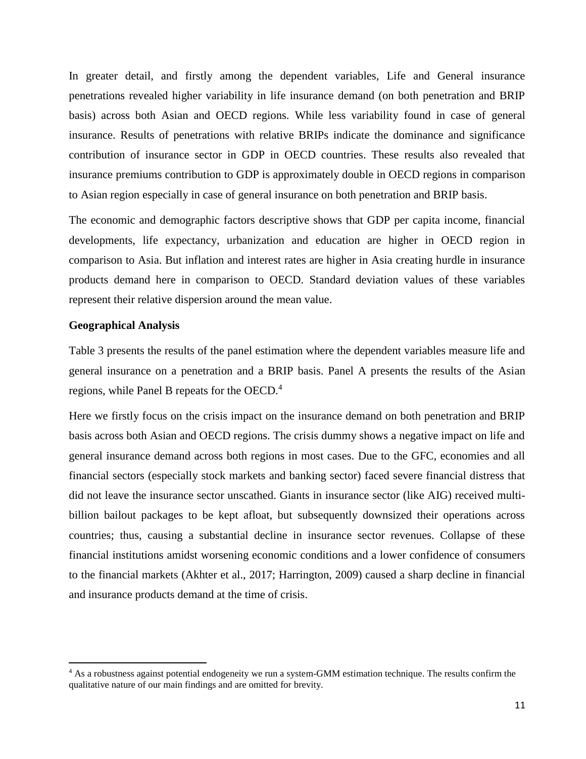In greater detail, and firstly among the dependent variables, Life and General insurance penetrations revealed higher variability in life insurance demand (on both penetration and BRIP basis) across both Asian and OECD regions. While less variability found in case of general insurance. Results of penetrations with relative BRIPs indicate the dominance and significance contribution of insurance sector in GDP in OECD countries. These results also revealed that insurance premiums contribution to GDP is approximately double in OECD regions in comparison to Asian region especially in case of general insurance on both penetration and BRIP basis.

The economic and demographic factors descriptive shows that GDP per capita income, financial developments, life expectancy, urbanization and education are higher in OECD region in comparison to Asia. But inflation and interest rates are higher in Asia creating hurdle in insurance products demand here in comparison to OECD. Standard deviation values of these variables represent their relative dispersion around the mean value.

**Geographical Analysis**

Table 3 presents the results of the panel estimation where the dependent variables measure life and general insurance on a penetration and a BRIP basis. Panel A presents the results of the Asian regions, while Panel B repeats for the OECD.[4]

Here we firstly focus on the crisis impact on the insurance demand on both penetration and BRIP basis across both Asian and OECD regions. The crisis dummy shows a negative impact on life and general insurance demand across both regions in most cases. Due to the GFC, economies and all financial sectors (especially stock markets and banking sector) faced severe financial distress that did not leave the insurance sector unscathed. Giants in insurance sector (like AIG) received multi-billion bailout packages to be kept afloat, but subsequently downsized their operations across countries; thus, causing a substantial decline in insurance sector revenues. Collapse of these financial institutions amidst worsening economic conditions and a lower confidence of consumers to the financial markets (Akhter et al., 2017; Harrington, 2009) caused a sharp decline in financial and insurance products demand at the time of crisis.

[4] As a robustness against potential endogeneity we run a system-GMM estimation technique. The results confirm the qualitative nature of our main findings and are omitted for brevity.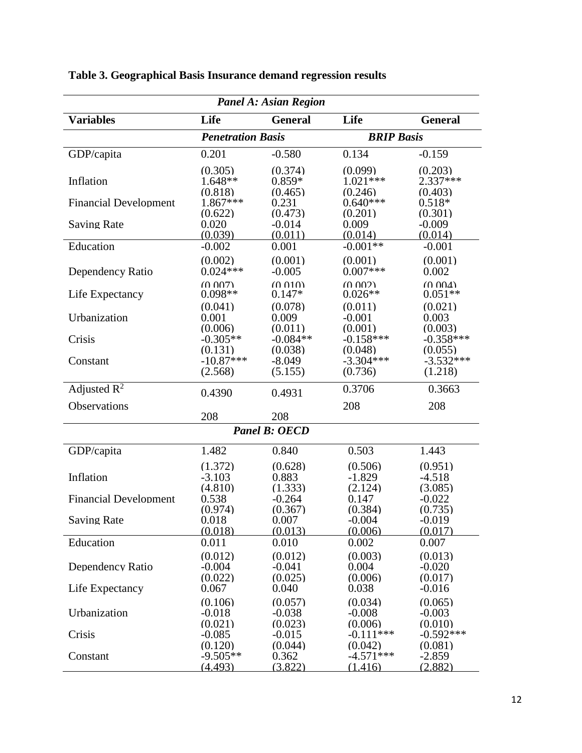**Table 3. Geographical Basis Insurance demand regression results**

| *Panel A: Asian Region* | | | | |
|---|---|---|---|---|
| **Variables** | **Life** | **General** | **Life** | **General** |
| | ***Penetration Basis*** | | ***BRIP Basis*** | |
| GDP/capita | 0.201 | -0.580 | 0.134 | -0.159 |
| | (0.305) | (0.374) | (0.099) | (0.203) |
| Inflation | 1.648** | 0.859* | 1.021*** | 2.337*** |
| | (0.818) | (0.465) | (0.246) | (0.403) |
| Financial Development | 1.867*** | 0.231 | 0.640*** | 0.518* |
| | (0.622) | (0.473) | (0.201) | (0.301) |
| Saving Rate | 0.020 | -0.014 | 0.009 | -0.009 |
| | (0.039) | (0.011) | (0.014) | (0.014) |
| Education | -0.002 | 0.001 | -0.001** | -0.001 |
| | (0.002) | (0.001) | (0.001) | (0.001) |
| Dependency Ratio | 0.024*** | -0.005 | 0.007*** | 0.002 |
| | (0.007) | (0.010) | (0.002) | (0.004) |
| Life Expectancy | 0.098** | 0.147* | 0.026** | 0.051** |
| | (0.041) | (0.078) | (0.011) | (0.021) |
| Urbanization | 0.001 | 0.009 | -0.001 | 0.003 |
| | (0.006) | (0.011) | (0.001) | (0.003) |
| Crisis | -0.305** | -0.084** | -0.158*** | -0.358*** |
| | (0.131) | (0.038) | (0.048) | (0.055) |
| Constant | -10.87*** | -8.049 | -3.304*** | -3.532*** |
| | (2.568) | (5.155) | (0.736) | (1.218) |
| Adjusted $R^2$ | 0.4390 | 0.4931 | 0.3706 | 0.3663 |
| Observations | 208 | 208 | 208 | 208 |
| ***Panel B: OECD*** | | | | |
| GDP/capita | 1.482 | 0.840 | 0.503 | 1.443 |
| | (1.372) | (0.628) | (0.506) | (0.951) |
| Inflation | -3.103 | 0.883 | -1.829 | -4.518 |
| | (4.810) | (1.333) | (2.124) | (3.085) |
| Financial Development | 0.538 | -0.264 | 0.147 | -0.022 |
| | (0.974) | (0.367) | (0.384) | (0.735) |
| Saving Rate | 0.018 | 0.007 | -0.004 | -0.019 |
| | (0.018) | (0.013) | (0.006) | (0.017) |
| Education | 0.011 | 0.010 | 0.002 | 0.007 |
| | (0.012) | (0.012) | (0.003) | (0.013) |
| Dependency Ratio | -0.004 | -0.041 | 0.004 | -0.020 |
| | (0.022) | (0.025) | (0.006) | (0.017) |
| Life Expectancy | 0.067 | 0.040 | 0.038 | -0.016 |
| | (0.106) | (0.057) | (0.034) | (0.065) |
| Urbanization | -0.018 | -0.038 | -0.008 | -0.003 |
| | (0.021) | (0.023) | (0.006) | (0.010) |
| Crisis | -0.085 | -0.015 | -0.111*** | -0.592*** |
| | (0.120) | (0.044) | (0.042) | (0.081) |
| Constant | -9.505** | 0.362 | -4.571*** | -2.859 |
| | (4.493) | (3.822) | (1.416) | (2.882) |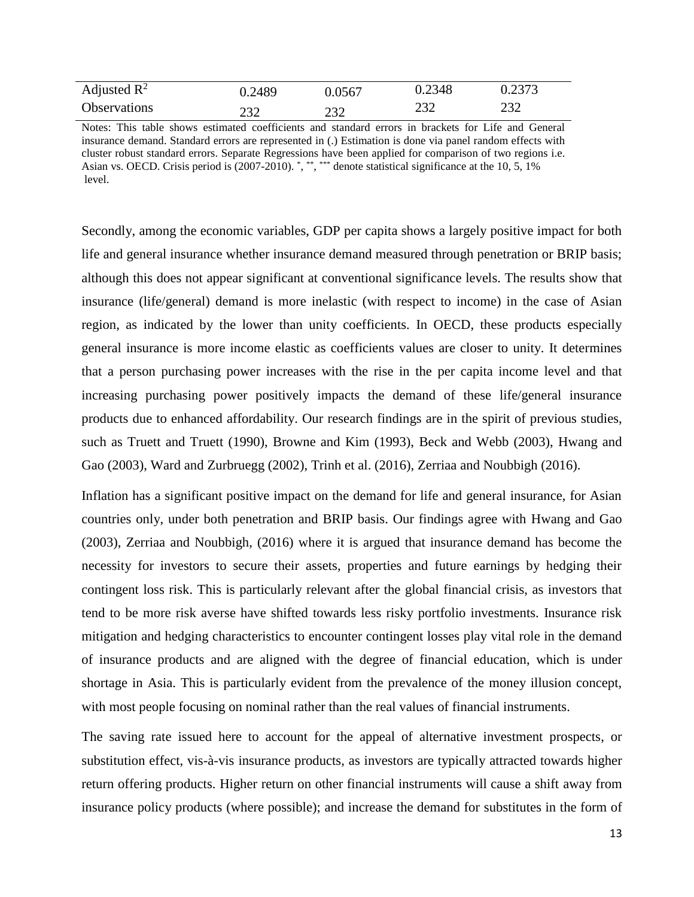| Adjusted $R^2$ | 0.2489 | 0.0567 | 0.2348 | 0.2373 |
|---|---|---|---|---|
| Observations | 232 | 232 | 232 | 232 |

Notes: This table shows estimated coefficients and standard errors in brackets for Life and General insurance demand. Standard errors are represented in (.) Estimation is done via panel random effects with cluster robust standard errors. Separate Regressions have been applied for comparison of two regions i.e. Asian vs. OECD. Crisis period is (2007-2010). *, **, *** denote statistical significance at the 10, 5, 1% level.

Secondly, among the economic variables, GDP per capita shows a largely positive impact for both life and general insurance whether insurance demand measured through penetration or BRIP basis; although this does not appear significant at conventional significance levels. The results show that insurance (life/general) demand is more inelastic (with respect to income) in the case of Asian region, as indicated by the lower than unity coefficients. In OECD, these products especially general insurance is more income elastic as coefficients values are closer to unity. It determines that a person purchasing power increases with the rise in the per capita income level and that increasing purchasing power positively impacts the demand of these life/general insurance products due to enhanced affordability. Our research findings are in the spirit of previous studies, such as Truett and Truett (1990), Browne and Kim (1993), Beck and Webb (2003), Hwang and Gao (2003), Ward and Zurbruegg (2002), Trinh et al. (2016), Zerriaa and Noubbigh (2016).

Inflation has a significant positive impact on the demand for life and general insurance, for Asian countries only, under both penetration and BRIP basis. Our findings agree with Hwang and Gao (2003), Zerriaa and Noubbigh, (2016) where it is argued that insurance demand has become the necessity for investors to secure their assets, properties and future earnings by hedging their contingent loss risk. This is particularly relevant after the global financial crisis, as investors that tend to be more risk averse have shifted towards less risky portfolio investments. Insurance risk mitigation and hedging characteristics to encounter contingent losses play vital role in the demand of insurance products and are aligned with the degree of financial education, which is under shortage in Asia. This is particularly evident from the prevalence of the money illusion concept, with most people focusing on nominal rather than the real values of financial instruments.

The saving rate issued here to account for the appeal of alternative investment prospects, or substitution effect, vis-à-vis insurance products, as investors are typically attracted towards higher return offering products. Higher return on other financial instruments will cause a shift away from insurance policy products (where possible); and increase the demand for substitutes in the form of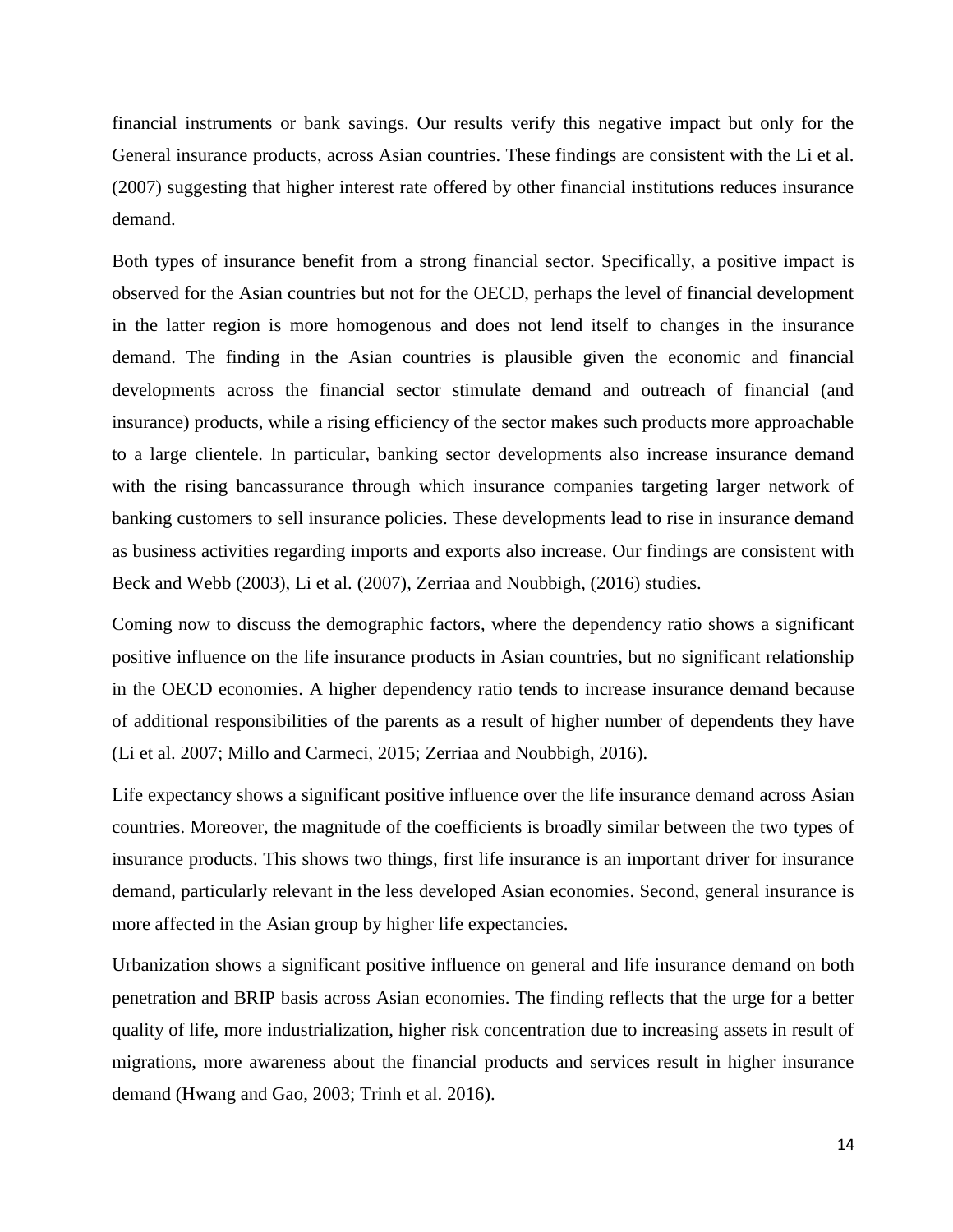financial instruments or bank savings. Our results verify this negative impact but only for the General insurance products, across Asian countries. These findings are consistent with the Li et al. (2007) suggesting that higher interest rate offered by other financial institutions reduces insurance demand.

Both types of insurance benefit from a strong financial sector. Specifically, a positive impact is observed for the Asian countries but not for the OECD, perhaps the level of financial development in the latter region is more homogenous and does not lend itself to changes in the insurance demand. The finding in the Asian countries is plausible given the economic and financial developments across the financial sector stimulate demand and outreach of financial (and insurance) products, while a rising efficiency of the sector makes such products more approachable to a large clientele. In particular, banking sector developments also increase insurance demand with the rising bancassurance through which insurance companies targeting larger network of banking customers to sell insurance policies. These developments lead to rise in insurance demand as business activities regarding imports and exports also increase. Our findings are consistent with Beck and Webb (2003), Li et al. (2007), Zerriaa and Noubbigh, (2016) studies.

Coming now to discuss the demographic factors, where the dependency ratio shows a significant positive influence on the life insurance products in Asian countries, but no significant relationship in the OECD economies. A higher dependency ratio tends to increase insurance demand because of additional responsibilities of the parents as a result of higher number of dependents they have (Li et al. 2007; Millo and Carmeci, 2015; Zerriaa and Noubbigh, 2016).

Life expectancy shows a significant positive influence over the life insurance demand across Asian countries. Moreover, the magnitude of the coefficients is broadly similar between the two types of insurance products. This shows two things, first life insurance is an important driver for insurance demand, particularly relevant in the less developed Asian economies. Second, general insurance is more affected in the Asian group by higher life expectancies.

Urbanization shows a significant positive influence on general and life insurance demand on both penetration and BRIP basis across Asian economies. The finding reflects that the urge for a better quality of life, more industrialization, higher risk concentration due to increasing assets in result of migrations, more awareness about the financial products and services result in higher insurance demand (Hwang and Gao, 2003; Trinh et al. 2016).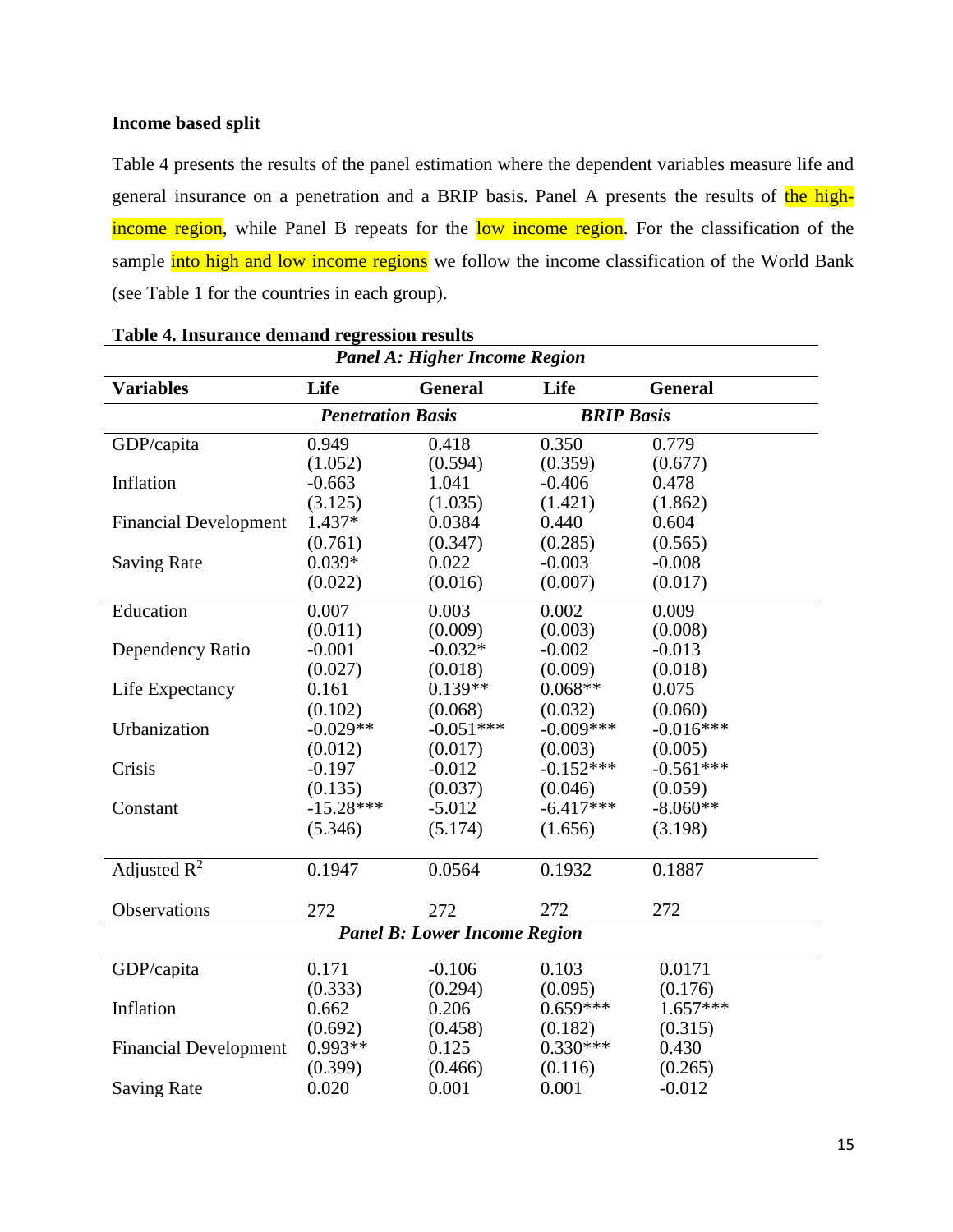**Income based split**

Table 4 presents the results of the panel estimation where the dependent variables measure life and general insurance on a penetration and a BRIP basis. Panel A presents the results of the high-income region, while Panel B repeats for the low income region. For the classification of the sample into high and low income regions we follow the income classification of the World Bank (see Table 1 for the countries in each group).

**Table 4. Insurance demand regression results**

| *Panel A: Higher Income Region* | | | | |
|---|---|---|---|---|
| **Variables** | **Life** | **General** | **Life** | **General** |
| | ***Penetration Basis*** | | ***BRIP Basis*** | |
| GDP/capita | 0.949 | 0.418 | 0.350 | 0.779 |
| | (1.052) | (0.594) | (0.359) | (0.677) |
| Inflation | -0.663 | 1.041 | -0.406 | 0.478 |
| | (3.125) | (1.035) | (1.421) | (1.862) |
| Financial Development | 1.437* | 0.0384 | 0.440 | 0.604 |
| | (0.761) | (0.347) | (0.285) | (0.565) |
| Saving Rate | 0.039* | 0.022 | -0.003 | -0.008 |
| | (0.022) | (0.016) | (0.007) | (0.017) |
| Education | 0.007 | 0.003 | 0.002 | 0.009 |
| | (0.011) | (0.009) | (0.003) | (0.008) |
| Dependency Ratio | -0.001 | -0.032* | -0.002 | -0.013 |
| | (0.027) | (0.018) | (0.009) | (0.018) |
| Life Expectancy | 0.161 | 0.139** | 0.068** | 0.075 |
| | (0.102) | (0.068) | (0.032) | (0.060) |
| Urbanization | -0.029** | -0.051*** | -0.009*** | -0.016*** |
| | (0.012) | (0.017) | (0.003) | (0.005) |
| Crisis | -0.197 | -0.012 | -0.152*** | -0.561*** |
| | (0.135) | (0.037) | (0.046) | (0.059) |
| Constant | -15.28*** | -5.012 | -6.417*** | -8.060** |
| | (5.346) | (5.174) | (1.656) | (3.198) |
| Adjusted $R^2$ | 0.1947 | 0.0564 | 0.1932 | 0.1887 |
| Observations | 272 | 272 | 272 | 272 |
| *Panel B: Lower Income Region* | | | | |
| GDP/capita | 0.171 | -0.106 | 0.103 | 0.0171 |
| | (0.333) | (0.294) | (0.095) | (0.176) |
| Inflation | 0.662 | 0.206 | 0.659*** | 1.657*** |
| | (0.692) | (0.458) | (0.182) | (0.315) |
| Financial Development | 0.993** | 0.125 | 0.330*** | 0.430 |
| | (0.399) | (0.466) | (0.116) | (0.265) |
| Saving Rate | 0.020 | 0.001 | 0.001 | -0.012 |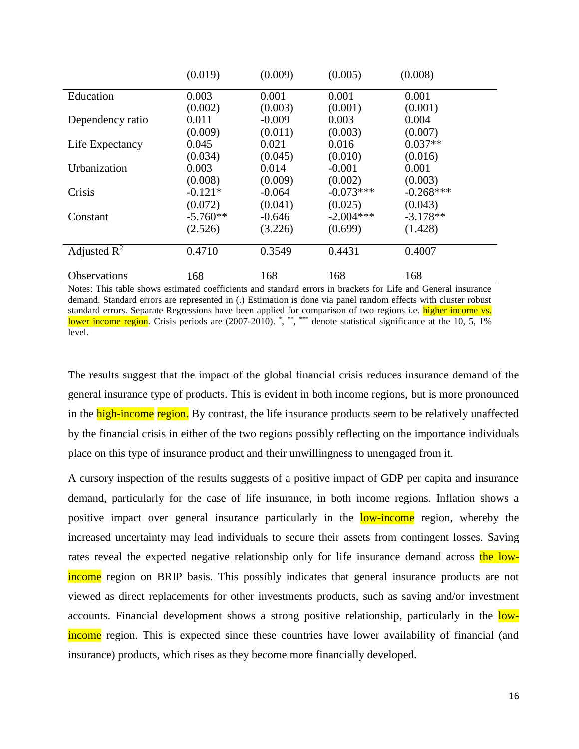| | (0.019) | (0.009) | (0.005) | (0.008) |
|---|---|---|---|---|
| Education | 0.003 | 0.001 | 0.001 | 0.001 |
| | (0.002) | (0.003) | (0.001) | (0.001) |
| Dependency ratio | 0.011 | -0.009 | 0.003 | 0.004 |
| | (0.009) | (0.011) | (0.003) | (0.007) |
| Life Expectancy | 0.045 | 0.021 | 0.016 | 0.037** |
| | (0.034) | (0.045) | (0.010) | (0.016) |
| Urbanization | 0.003 | 0.014 | -0.001 | 0.001 |
| | (0.008) | (0.009) | (0.002) | (0.003) |
| Crisis | -0.121* | -0.064 | -0.073*** | -0.268*** |
| | (0.072) | (0.041) | (0.025) | (0.043) |
| Constant | -5.760** | -0.646 | -2.004*** | -3.178** |
| | (2.526) | (3.226) | (0.699) | (1.428) |
| Adjusted $R^2$ | 0.4710 | 0.3549 | 0.4431 | 0.4007 |
| Observations | 168 | 168 | 168 | 168 |

Notes: This table shows estimated coefficients and standard errors in brackets for Life and General insurance demand. Standard errors are represented in (.) Estimation is done via panel random effects with cluster robust standard errors. Separate Regressions have been applied for comparison of two regions i.e. higher income vs. lower income region. Crisis periods are (2007-2010). *, **, *** denote statistical significance at the 10, 5, 1% level.

The results suggest that the impact of the global financial crisis reduces insurance demand of the general insurance type of products. This is evident in both income regions, but is more pronounced in the high-income region. By contrast, the life insurance products seem to be relatively unaffected by the financial crisis in either of the two regions possibly reflecting on the importance individuals place on this type of insurance product and their unwillingness to unengaged from it.

A cursory inspection of the results suggests of a positive impact of GDP per capita and insurance demand, particularly for the case of life insurance, in both income regions. Inflation shows a positive impact over general insurance particularly in the low-income region, whereby the increased uncertainty may lead individuals to secure their assets from contingent losses. Saving rates reveal the expected negative relationship only for life insurance demand across the low-income region on BRIP basis. This possibly indicates that general insurance products are not viewed as direct replacements for other investments products, such as saving and/or investment accounts. Financial development shows a strong positive relationship, particularly in the low-income region. This is expected since these countries have lower availability of financial (and insurance) products, which rises as they become more financially developed.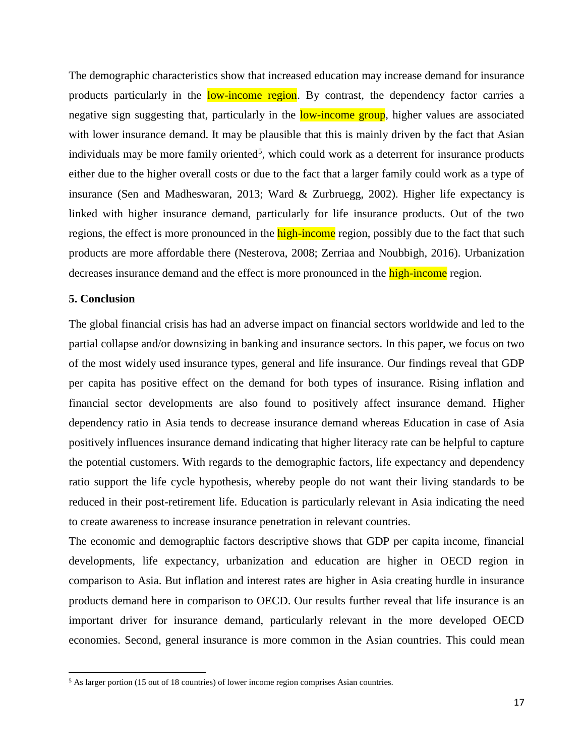The demographic characteristics show that increased education may increase demand for insurance products particularly in the low-income region. By contrast, the dependency factor carries a negative sign suggesting that, particularly in the low-income group, higher values are associated with lower insurance demand. It may be plausible that this is mainly driven by the fact that Asian individuals may be more family oriented[5], which could work as a deterrent for insurance products either due to the higher overall costs or due to the fact that a larger family could work as a type of insurance (Sen and Madheswaran, 2013; Ward & Zurbruegg, 2002). Higher life expectancy is linked with higher insurance demand, particularly for life insurance products. Out of the two regions, the effect is more pronounced in the high-income region, possibly due to the fact that such products are more affordable there (Nesterova, 2008; Zerriaa and Noubbigh, 2016). Urbanization decreases insurance demand and the effect is more pronounced in the high-income region.

## 5. Conclusion

The global financial crisis has had an adverse impact on financial sectors worldwide and led to the partial collapse and/or downsizing in banking and insurance sectors. In this paper, we focus on two of the most widely used insurance types, general and life insurance. Our findings reveal that GDP per capita has positive effect on the demand for both types of insurance. Rising inflation and financial sector developments are also found to positively affect insurance demand. Higher dependency ratio in Asia tends to decrease insurance demand whereas Education in case of Asia positively influences insurance demand indicating that higher literacy rate can be helpful to capture the potential customers. With regards to the demographic factors, life expectancy and dependency ratio support the life cycle hypothesis, whereby people do not want their living standards to be reduced in their post-retirement life. Education is particularly relevant in Asia indicating the need to create awareness to increase insurance penetration in relevant countries.

The economic and demographic factors descriptive shows that GDP per capita income, financial developments, life expectancy, urbanization and education are higher in OECD region in comparison to Asia. But inflation and interest rates are higher in Asia creating hurdle in insurance products demand here in comparison to OECD. Our results further reveal that life insurance is an important driver for insurance demand, particularly relevant in the more developed OECD economies. Second, general insurance is more common in the Asian countries. This could mean

[5] As larger portion (15 out of 18 countries) of lower income region comprises Asian countries.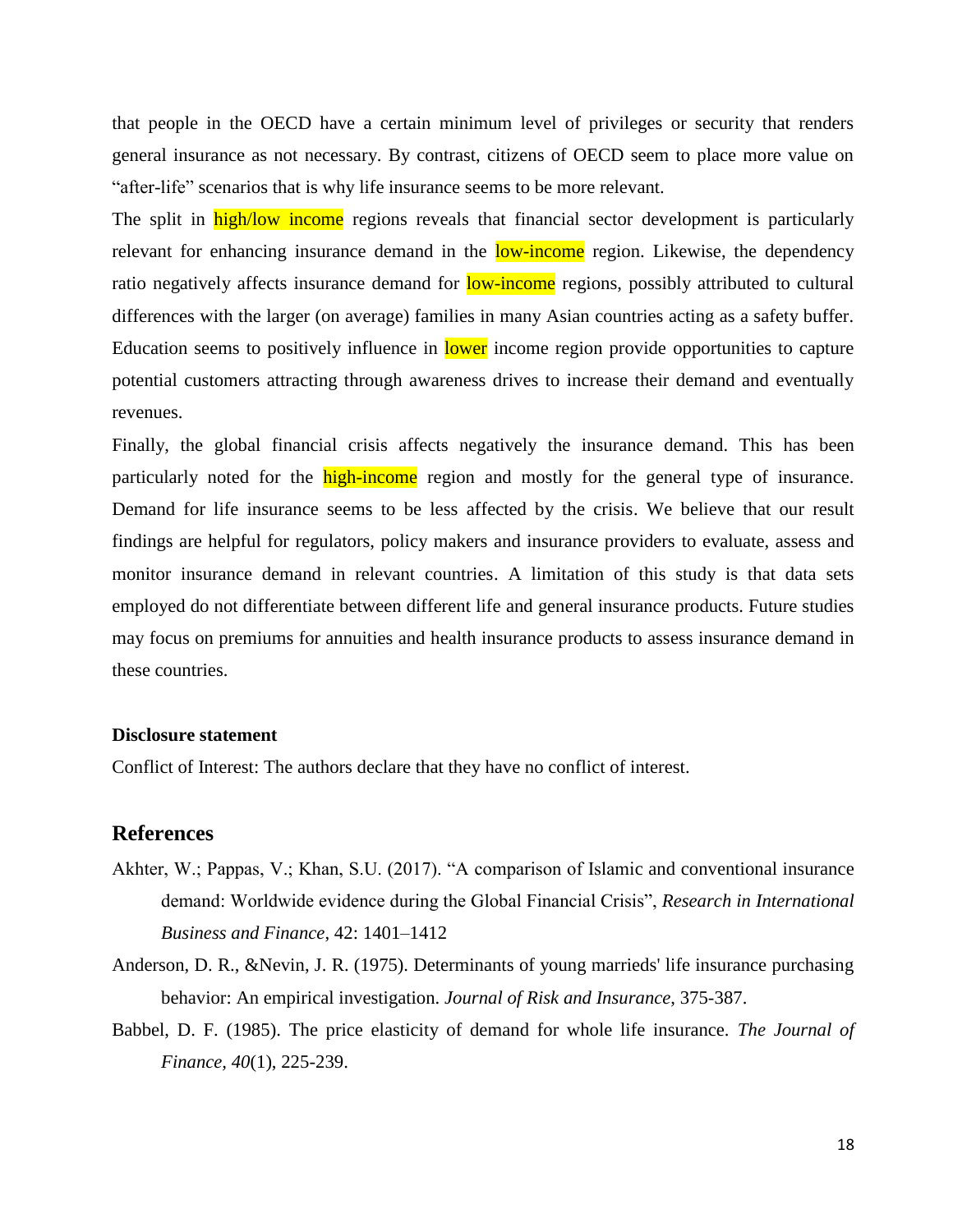that people in the OECD have a certain minimum level of privileges or security that renders general insurance as not necessary. By contrast, citizens of OECD seem to place more value on "after-life" scenarios that is why life insurance seems to be more relevant.

The split in high/low income regions reveals that financial sector development is particularly relevant for enhancing insurance demand in the low-income region. Likewise, the dependency ratio negatively affects insurance demand for low-income regions, possibly attributed to cultural differences with the larger (on average) families in many Asian countries acting as a safety buffer. Education seems to positively influence in lower income region provide opportunities to capture potential customers attracting through awareness drives to increase their demand and eventually revenues.

Finally, the global financial crisis affects negatively the insurance demand. This has been particularly noted for the high-income region and mostly for the general type of insurance. Demand for life insurance seems to be less affected by the crisis. We believe that our result findings are helpful for regulators, policy makers and insurance providers to evaluate, assess and monitor insurance demand in relevant countries. A limitation of this study is that data sets employed do not differentiate between different life and general insurance products. Future studies may focus on premiums for annuities and health insurance products to assess insurance demand in these countries.

**Disclosure statement**

Conflict of Interest: The authors declare that they have no conflict of interest.

## References

Akhter, W.; Pappas, V.; Khan, S.U. (2017). "A comparison of Islamic and conventional insurance demand: Worldwide evidence during the Global Financial Crisis", *Research in International Business and Finance*, 42: 1401–1412

Anderson, D. R., &Nevin, J. R. (1975). Determinants of young marrieds' life insurance purchasing behavior: An empirical investigation. *Journal of Risk and Insurance*, 375-387.

Babbel, D. F. (1985). The price elasticity of demand for whole life insurance. *The Journal of Finance*, *40*(1), 225-239.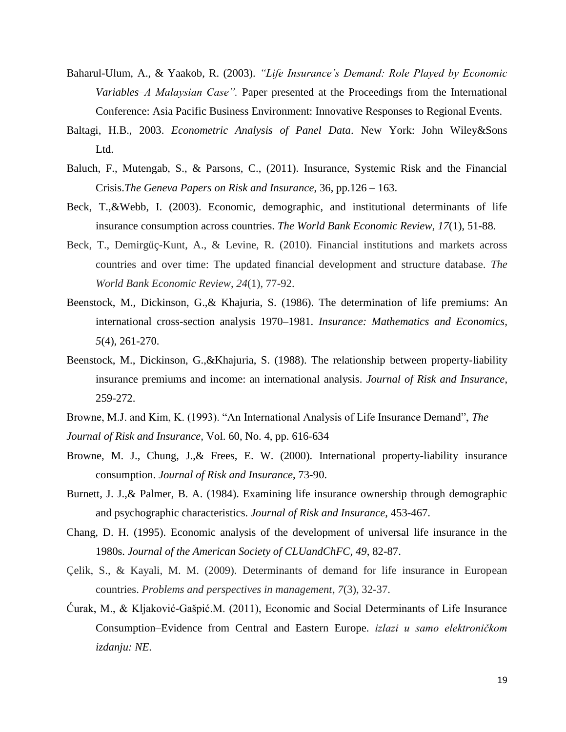Baharul-Ulum, A., & Yaakob, R. (2003). *"Life Insurance's Demand: Role Played by Economic Variables–A Malaysian Case".* Paper presented at the Proceedings from the International Conference: Asia Pacific Business Environment: Innovative Responses to Regional Events.

Baltagi, H.B., 2003. *Econometric Analysis of Panel Data*. New York: John Wiley&Sons Ltd.

Baluch, F., Mutengab, S., & Parsons, C., (2011). Insurance, Systemic Risk and the Financial Crisis.*The Geneva Papers on Risk and Insurance*, 36, pp.126 – 163.

Beck, T.,&Webb, I. (2003). Economic, demographic, and institutional determinants of life insurance consumption across countries. *The World Bank Economic Review, 17*(1), 51-88.

Beck, T., Demirgüç-Kunt, A., & Levine, R. (2010). Financial institutions and markets across countries and over time: The updated financial development and structure database. *The World Bank Economic Review*, *24*(1), 77-92.

Beenstock, M., Dickinson, G.,& Khajuria, S. (1986). The determination of life premiums: An international cross-section analysis 1970–1981. *Insurance: Mathematics and Economics, 5*(4), 261-270.

Beenstock, M., Dickinson, G.,&Khajuria, S. (1988). The relationship between property-liability insurance premiums and income: an international analysis. *Journal of Risk and Insurance*, 259-272.

Browne, M.J. and Kim, K. (1993). "An International Analysis of Life Insurance Demand", *The Journal of Risk and Insurance,* Vol. 60, No. 4, pp. 616-634

Browne, M. J., Chung, J.,& Frees, E. W. (2000). International property-liability insurance consumption. *Journal of Risk and Insurance*, 73-90.

Burnett, J. J.,& Palmer, B. A. (1984). Examining life insurance ownership through demographic and psychographic characteristics. *Journal of Risk and Insurance*, 453-467.

Chang, D. H. (1995). Economic analysis of the development of universal life insurance in the 1980s. *Journal of the American Society of CLUandChFC, 49*, 82-87.

Çelik, S., & Kayali, M. M. (2009). Determinants of demand for life insurance in European countries. *Problems and perspectives in management*, *7*(3), 32-37.

Ćurak, M., & Kljaković-Gašpić.M. (2011), Economic and Social Determinants of Life Insurance Consumption–Evidence from Central and Eastern Europe. *izlazi u samo elektroničkom izdanju: NE*.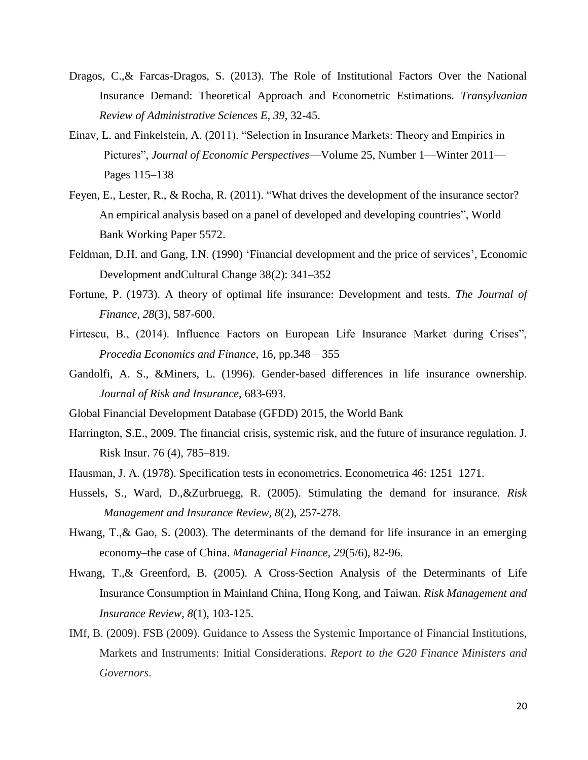Dragos, C.,& Farcas-Dragos, S. (2013). The Role of Institutional Factors Over the National Insurance Demand: Theoretical Approach and Econometric Estimations. *Transylvanian Review of Administrative Sciences E*, *39*, 32-45.

Einav, L. and Finkelstein, A. (2011). "Selection in Insurance Markets: Theory and Empirics in Pictures", *Journal of Economic Perspectives*—Volume 25, Number 1—Winter 2011—Pages 115–138

Feyen, E., Lester, R., & Rocha, R. (2011). "What drives the development of the insurance sector? An empirical analysis based on a panel of developed and developing countries", World Bank Working Paper 5572.

Feldman, D.H. and Gang, I.N. (1990) 'Financial development and the price of services', Economic Development andCultural Change 38(2): 341–352

Fortune, P. (1973). A theory of optimal life insurance: Development and tests. *The Journal of Finance*, *28*(3), 587-600.

Firtescu, B., (2014). Influence Factors on European Life Insurance Market during Crises", *Procedia Economics and Finance*, 16, pp.348 – 355

Gandolfi, A. S., &Miners, L. (1996). Gender-based differences in life insurance ownership. *Journal of Risk and Insurance*, 683-693.

Global Financial Development Database (GFDD) 2015, the World Bank

Harrington, S.E., 2009. The financial crisis, systemic risk, and the future of insurance regulation. J. Risk Insur. 76 (4), 785–819.

Hausman, J. A. (1978). Specification tests in econometrics. Econometrica 46: 1251–1271.

Hussels, S., Ward, D.,&Zurbruegg, R. (2005). Stimulating the demand for insurance. *Risk Management and Insurance Review*, *8*(2), 257-278.

Hwang, T.,& Gao, S. (2003). The determinants of the demand for life insurance in an emerging economy–the case of China. *Managerial Finance*, *29*(5/6), 82-96.

Hwang, T.,& Greenford, B. (2005). A Cross-Section Analysis of the Determinants of Life Insurance Consumption in Mainland China, Hong Kong, and Taiwan. *Risk Management and Insurance Review*, *8*(1), 103-125.

IMf, B. (2009). FSB (2009). Guidance to Assess the Systemic Importance of Financial Institutions, Markets and Instruments: Initial Considerations. *Report to the G20 Finance Ministers and Governors*.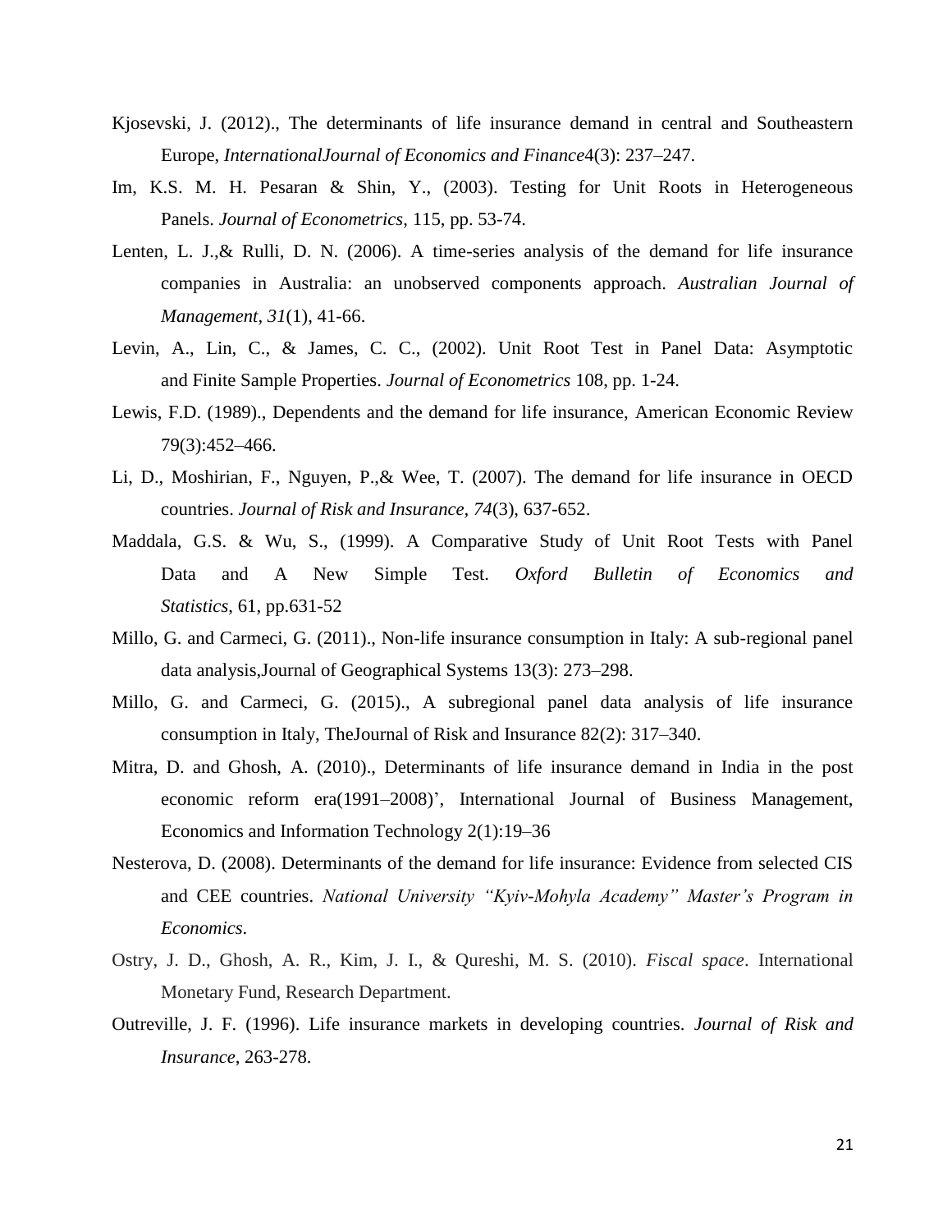Kjosevski, J. (2012)., The determinants of life insurance demand in central and Southeastern Europe, *InternationalJournal of Economics and Finance*4(3): 237–247.

Im, K.S. M. H. Pesaran & Shin, Y., (2003). Testing for Unit Roots in Heterogeneous Panels. *Journal of Econometrics*, 115, pp. 53-74.

Lenten, L. J.,& Rulli, D. N. (2006). A time-series analysis of the demand for life insurance companies in Australia: an unobserved components approach. *Australian Journal of Management, 31*(1), 41-66.

Levin, A., Lin, C., & James, C. C., (2002). Unit Root Test in Panel Data: Asymptotic and Finite Sample Properties. *Journal of Econometrics* 108, pp. 1-24.

Lewis, F.D. (1989)., Dependents and the demand for life insurance, American Economic Review 79(3):452–466.

Li, D., Moshirian, F., Nguyen, P.,& Wee, T. (2007). The demand for life insurance in OECD countries. *Journal of Risk and Insurance, 74*(3), 637-652.

Maddala, G.S. & Wu, S., (1999). A Comparative Study of Unit Root Tests with Panel Data and A New Simple Test. *Oxford Bulletin of Economics and Statistics*, 61, pp.631-52

Millo, G. and Carmeci, G. (2011)., Non-life insurance consumption in Italy: A sub-regional panel data analysis,Journal of Geographical Systems 13(3): 273–298.

Millo, G. and Carmeci, G. (2015)., A subregional panel data analysis of life insurance consumption in Italy, TheJournal of Risk and Insurance 82(2): 317–340.

Mitra, D. and Ghosh, A. (2010)., Determinants of life insurance demand in India in the post economic reform era(1991–2008)', International Journal of Business Management, Economics and Information Technology 2(1):19–36

Nesterova, D. (2008). Determinants of the demand for life insurance: Evidence from selected CIS and CEE countries. *National University "Kyiv-Mohyla Academy" Master's Program in Economics*.

Ostry, J. D., Ghosh, A. R., Kim, J. I., & Qureshi, M. S. (2010). *Fiscal space*. International Monetary Fund, Research Department.

Outreville, J. F. (1996). Life insurance markets in developing countries. *Journal of Risk and Insurance*, 263-278.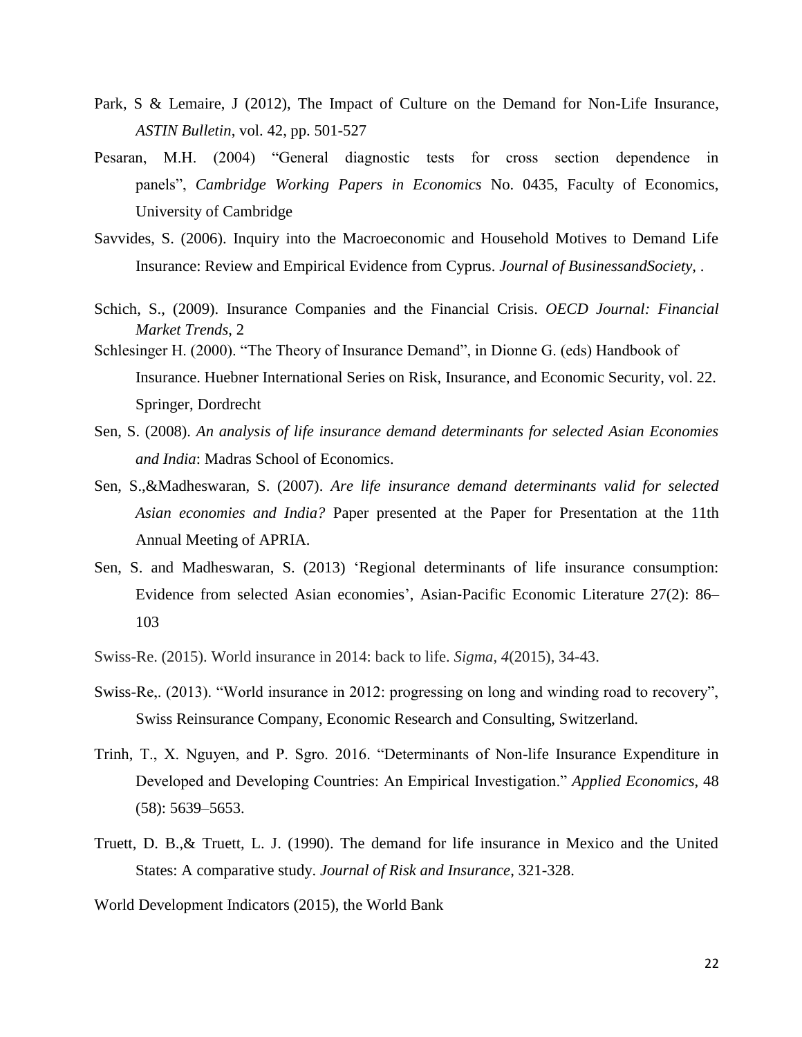Park, S & Lemaire, J (2012), The Impact of Culture on the Demand for Non-Life Insurance, *ASTIN Bulletin*, vol. 42, pp. 501-527

Pesaran, M.H. (2004) "General diagnostic tests for cross section dependence in panels", *Cambridge Working Papers in Economics* No. 0435, Faculty of Economics, University of Cambridge

Savvides, S. (2006). Inquiry into the Macroeconomic and Household Motives to Demand Life Insurance: Review and Empirical Evidence from Cyprus. *Journal of BusinessandSociety*, .

Schich, S., (2009). Insurance Companies and the Financial Crisis. *OECD Journal: Financial Market Trends*, 2

Schlesinger H. (2000). "The Theory of Insurance Demand", in Dionne G. (eds) Handbook of Insurance. Huebner International Series on Risk, Insurance, and Economic Security, vol. 22. Springer, Dordrecht

Sen, S. (2008). *An analysis of life insurance demand determinants for selected Asian Economies and India*: Madras School of Economics.

Sen, S.,&Madheswaran, S. (2007). *Are life insurance demand determinants valid for selected Asian economies and India?* Paper presented at the Paper for Presentation at the 11th Annual Meeting of APRIA.

Sen, S. and Madheswaran, S. (2013) 'Regional determinants of life insurance consumption: Evidence from selected Asian economies', Asian-Pacific Economic Literature 27(2): 86–103

Swiss-Re. (2015). World insurance in 2014: back to life. *Sigma*, *4*(2015), 34-43.

Swiss-Re,. (2013). "World insurance in 2012: progressing on long and winding road to recovery", Swiss Reinsurance Company, Economic Research and Consulting, Switzerland.

Trinh, T., X. Nguyen, and P. Sgro. 2016. "Determinants of Non-life Insurance Expenditure in Developed and Developing Countries: An Empirical Investigation." *Applied Economics*, 48 (58): 5639–5653.

Truett, D. B.,& Truett, L. J. (1990). The demand for life insurance in Mexico and the United States: A comparative study. *Journal of Risk and Insurance*, 321-328.

World Development Indicators (2015), the World Bank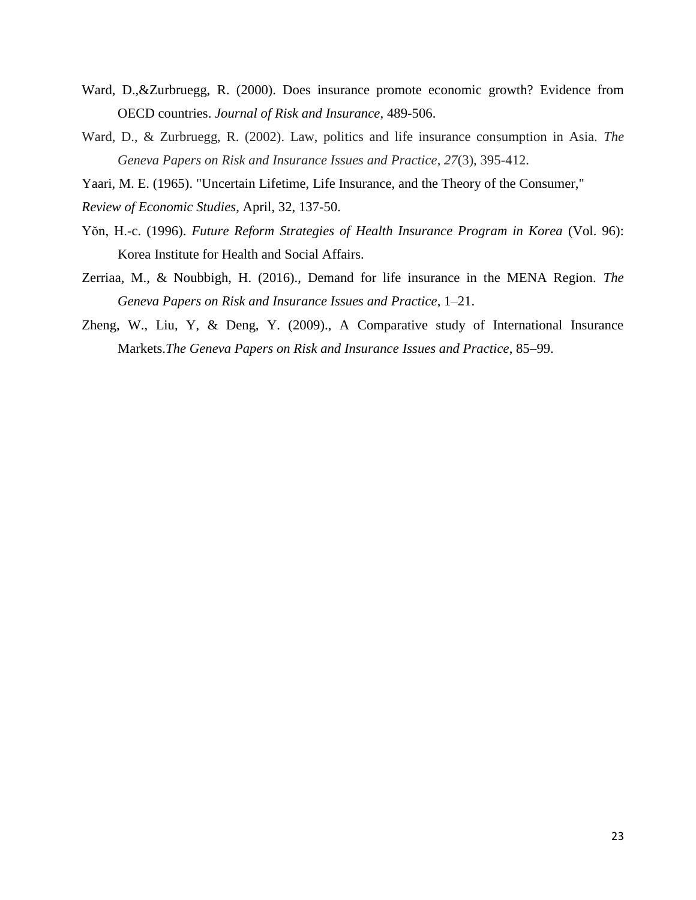Ward, D.,&Zurbruegg, R. (2000). Does insurance promote economic growth? Evidence from OECD countries. *Journal of Risk and Insurance*, 489-506.

Ward, D., & Zurbruegg, R. (2002). Law, politics and life insurance consumption in Asia. *The Geneva Papers on Risk and Insurance Issues and Practice*, *27*(3), 395-412.

Yaari, M. E. (1965). "Uncertain Lifetime, Life Insurance, and the Theory of the Consumer,"

*Review of Economic Studies*, April, 32, 137-50.

Yŏn, H.-c. (1996). *Future Reform Strategies of Health Insurance Program in Korea* (Vol. 96): Korea Institute for Health and Social Affairs.

Zerriaa, M., & Noubbigh, H. (2016)., Demand for life insurance in the MENA Region. *The Geneva Papers on Risk and Insurance Issues and Practice*, 1–21.

Zheng, W., Liu, Y, & Deng, Y. (2009)., A Comparative study of International Insurance Markets.*The Geneva Papers on Risk and Insurance Issues and Practice*, 85–99.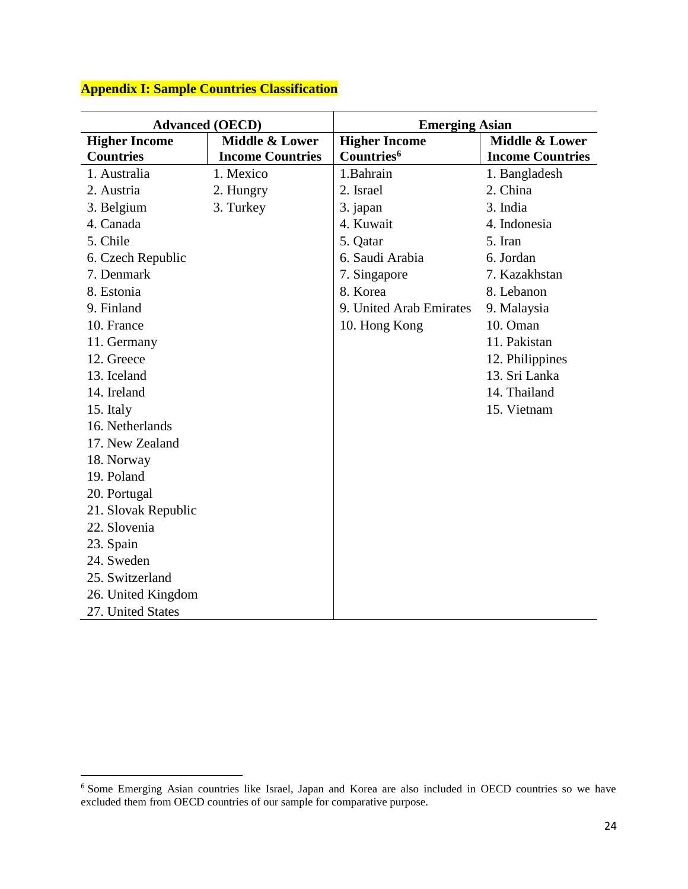## Appendix I: Sample Countries Classification

| Advanced (OECD) | | Emerging Asian | |
|---|---|---|---|
| **Higher Income Countries** | **Middle & Lower Income Countries** | **Higher Income Countries**[6] | **Middle & Lower Income Countries** |
| 1. Australia | 1. Mexico | 1.Bahrain | 1. Bangladesh |
| 2. Austria | 2. Hungry | 2. Israel | 2. China |
| 3. Belgium | 3. Turkey | 3. japan | 3. India |
| 4. Canada | | 4. Kuwait | 4. Indonesia |
| 5. Chile | | 5. Qatar | 5. Iran |
| 6. Czech Republic | | 6. Saudi Arabia | 6. Jordan |
| 7. Denmark | | 7. Singapore | 7. Kazakhstan |
| 8. Estonia | | 8. Korea | 8. Lebanon |
| 9. Finland | | 9. United Arab Emirates | 9. Malaysia |
| 10. France | | 10. Hong Kong | 10. Oman |
| 11. Germany | | | 11. Pakistan |
| 12. Greece | | | 12. Philippines |
| 13. Iceland | | | 13. Sri Lanka |
| 14. Ireland | | | 14. Thailand |
| 15. Italy | | | 15. Vietnam |
| 16. Netherlands | | | |
| 17. New Zealand | | | |
| 18. Norway | | | |
| 19. Poland | | | |
| 20. Portugal | | | |
| 21. Slovak Republic | | | |
| 22. Slovenia | | | |
| 23. Spain | | | |
| 24. Sweden | | | |
| 25. Switzerland | | | |
| 26. United Kingdom | | | |
| 27. United States | | | |

[6] Some Emerging Asian countries like Israel, Japan and Korea are also included in OECD countries so we have excluded them from OECD countries of our sample for comparative purpose.